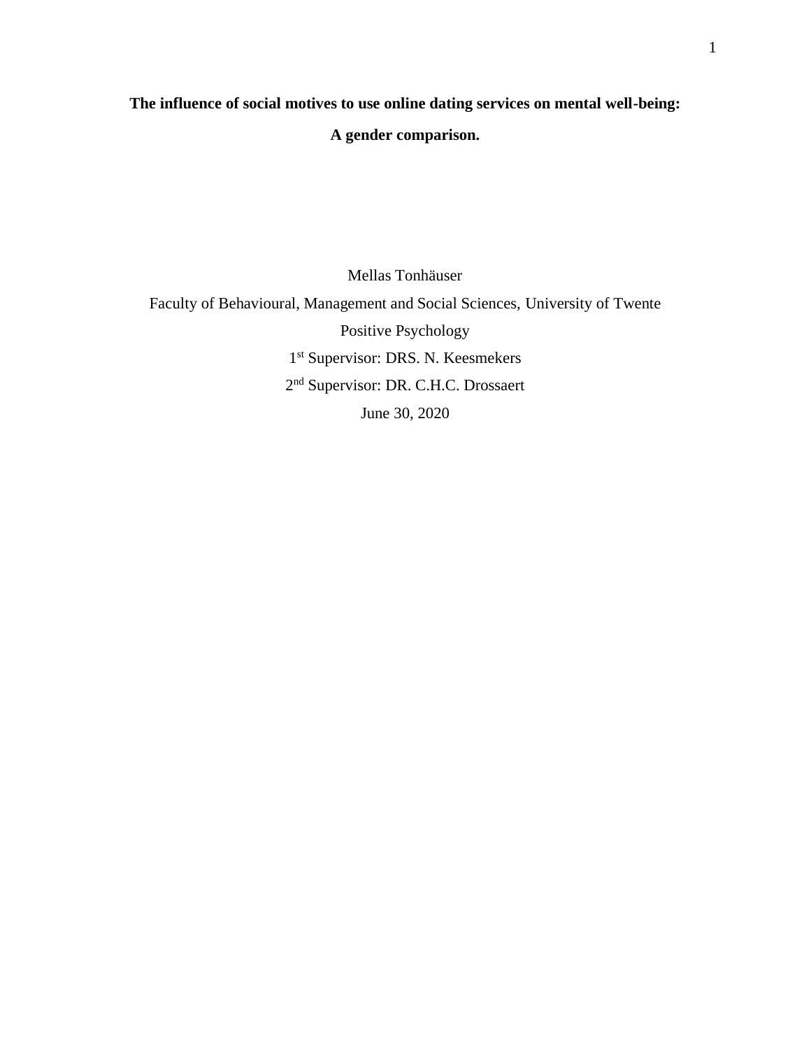# The influence of social motives to use online dating services on mental well-being: A gender comparison.

Mellas Tonhäuser

Faculty of Behavioural, Management and Social Sciences, University of Twente

Positive Psychology

1st Supervisor: DRS. N. Keesmekers

2nd Supervisor: DR. C.H.C. Drossaert

June 30, 2020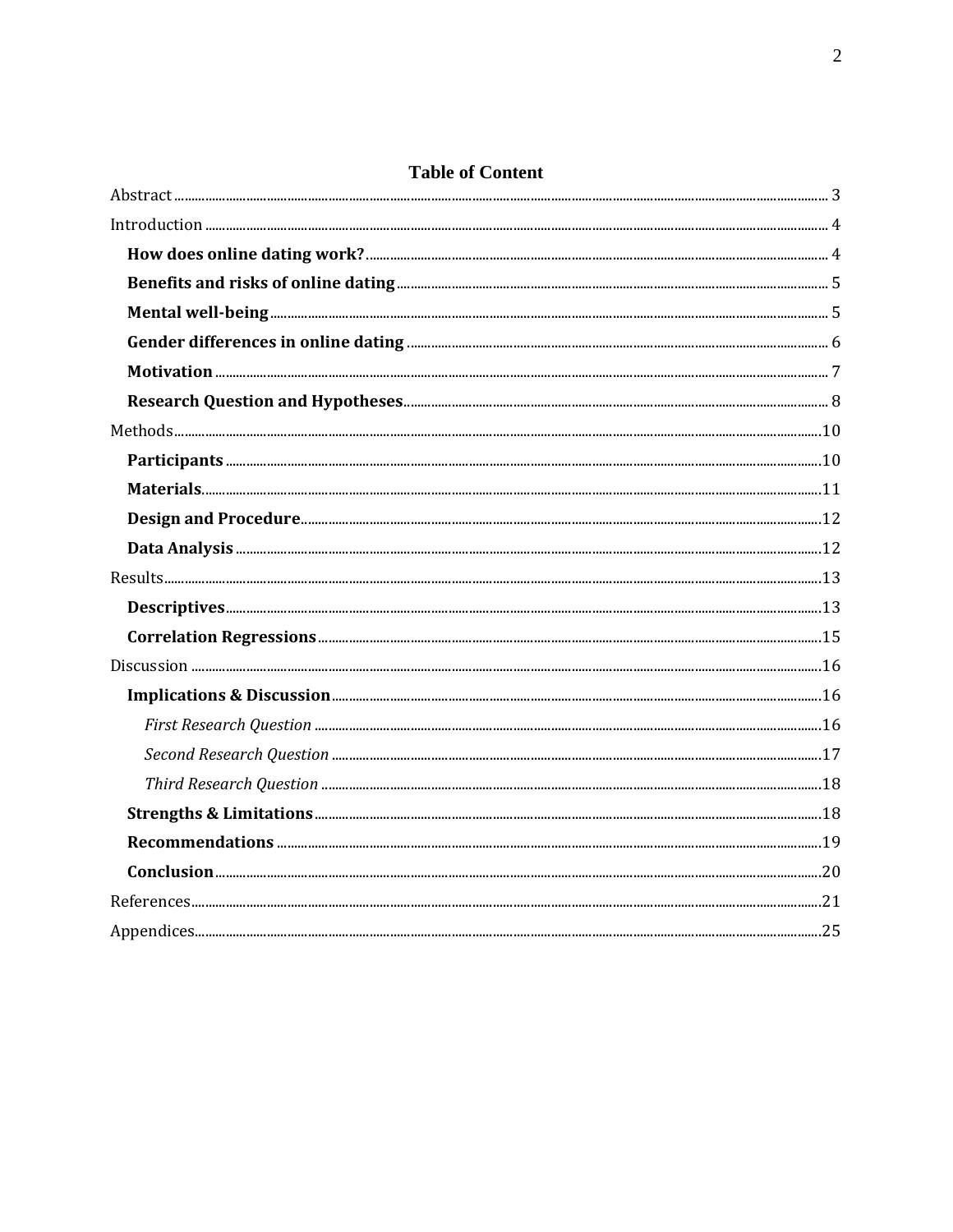## Table of Content

Abstract ........................................................ 3

Introduction ........................................................ 4

- **How does online dating work?** ........................................................ 4
- **Benefits and risks of online dating** ........................................................ 5
- **Mental well-being** ........................................................ 5
- **Gender differences in online dating** ........................................................ 6
- **Motivation** ........................................................ 7
- **Research Question and Hypotheses** ........................................................ 8

Methods ........................................................ 10

- **Participants** ........................................................ 10
- **Materials** ........................................................ 11
- **Design and Procedure** ........................................................ 12
- **Data Analysis** ........................................................ 12

Results ........................................................ 13

- **Descriptives** ........................................................ 13
- **Correlation Regressions** ........................................................ 15

Discussion ........................................................ 16

- **Implications & Discussion** ........................................................ 16
  - *First Research Question* ........................................................ 16
  - *Second Research Question* ........................................................ 17
  - *Third Research Question* ........................................................ 18
- **Strengths & Limitations** ........................................................ 18
- **Recommendations** ........................................................ 19
- **Conclusion** ........................................................ 20

References ........................................................ 21

Appendices ........................................................ 25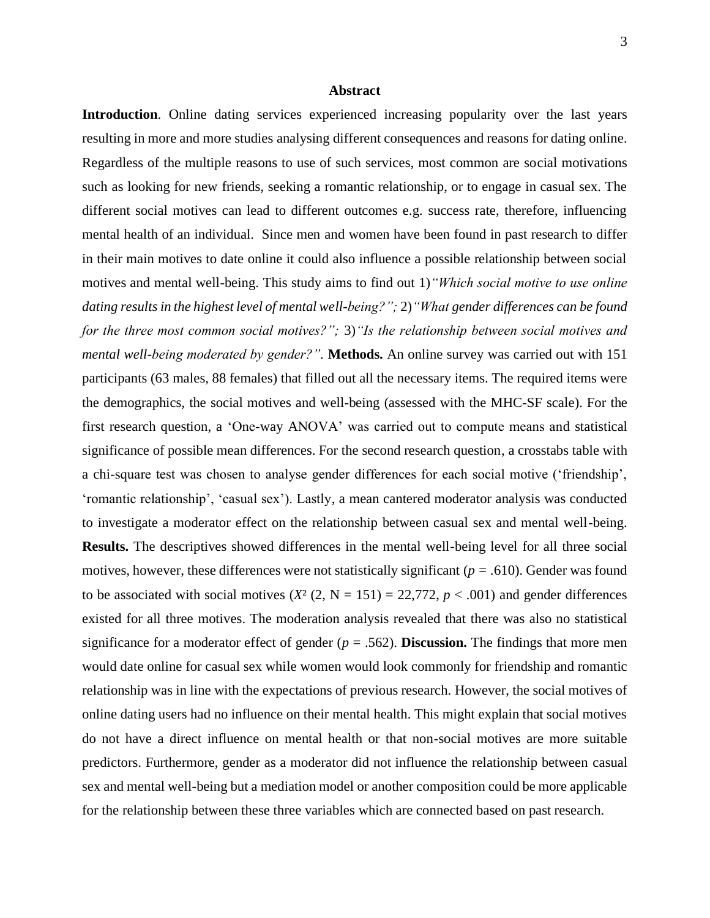## Abstract

**Introduction**. Online dating services experienced increasing popularity over the last years resulting in more and more studies analysing different consequences and reasons for dating online. Regardless of the multiple reasons to use of such services, most common are social motivations such as looking for new friends, seeking a romantic relationship, or to engage in casual sex. The different social motives can lead to different outcomes e.g. success rate, therefore, influencing mental health of an individual. Since men and women have been found in past research to differ in their main motives to date online it could also influence a possible relationship between social motives and mental well-being. This study aims to find out 1)*"Which social motive to use online dating results in the highest level of mental well-being?";* 2)*"What gender differences can be found for the three most common social motives?";* 3)*"Is the relationship between social motives and mental well-being moderated by gender?".* **Methods.** An online survey was carried out with 151 participants (63 males, 88 females) that filled out all the necessary items. The required items were the demographics, the social motives and well-being (assessed with the MHC-SF scale). For the first research question, a 'One-way ANOVA' was carried out to compute means and statistical significance of possible mean differences. For the second research question, a crosstabs table with a chi-square test was chosen to analyse gender differences for each social motive ('friendship', 'romantic relationship', 'casual sex'). Lastly, a mean cantered moderator analysis was conducted to investigate a moderator effect on the relationship between casual sex and mental well-being. **Results.** The descriptives showed differences in the mental well-being level for all three social motives, however, these differences were not statistically significant ($p$ = .610). Gender was found to be associated with social motives ($X^2$ (2, N = 151) = 22,772, $p$ < .001) and gender differences existed for all three motives. The moderation analysis revealed that there was also no statistical significance for a moderator effect of gender ($p$ = .562). **Discussion.** The findings that more men would date online for casual sex while women would look commonly for friendship and romantic relationship was in line with the expectations of previous research. However, the social motives of online dating users had no influence on their mental health. This might explain that social motives do not have a direct influence on mental health or that non-social motives are more suitable predictors. Furthermore, gender as a moderator did not influence the relationship between casual sex and mental well-being but a mediation model or another composition could be more applicable for the relationship between these three variables which are connected based on past research.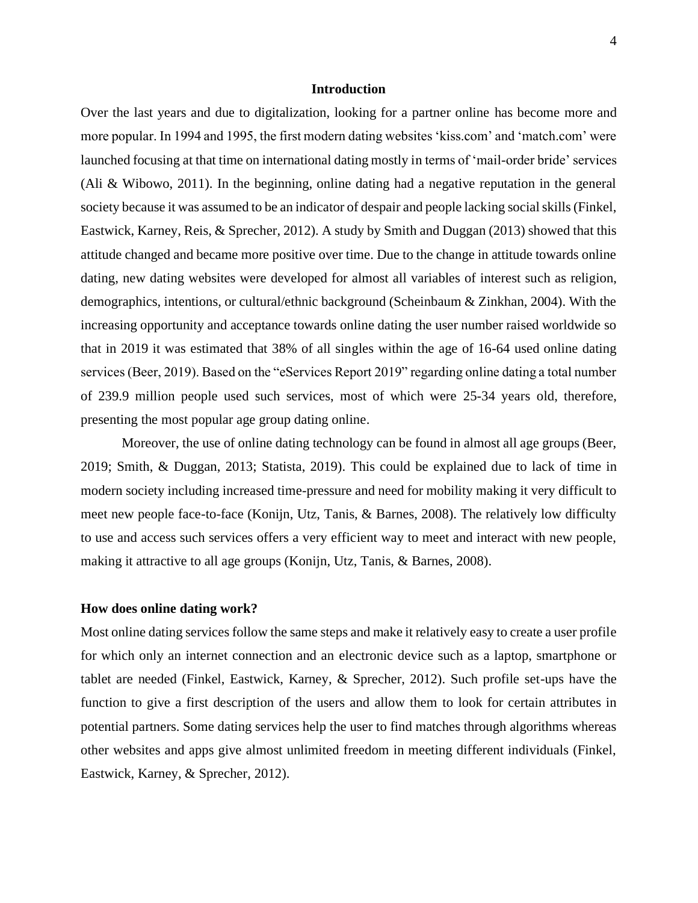# Introduction

Over the last years and due to digitalization, looking for a partner online has become more and more popular. In 1994 and 1995, the first modern dating websites 'kiss.com' and 'match.com' were launched focusing at that time on international dating mostly in terms of 'mail-order bride' services (Ali & Wibowo, 2011). In the beginning, online dating had a negative reputation in the general society because it was assumed to be an indicator of despair and people lacking social skills (Finkel, Eastwick, Karney, Reis, & Sprecher, 2012). A study by Smith and Duggan (2013) showed that this attitude changed and became more positive over time. Due to the change in attitude towards online dating, new dating websites were developed for almost all variables of interest such as religion, demographics, intentions, or cultural/ethnic background (Scheinbaum & Zinkhan, 2004). With the increasing opportunity and acceptance towards online dating the user number raised worldwide so that in 2019 it was estimated that 38% of all singles within the age of 16-64 used online dating services (Beer, 2019). Based on the "eServices Report 2019" regarding online dating a total number of 239.9 million people used such services, most of which were 25-34 years old, therefore, presenting the most popular age group dating online.

Moreover, the use of online dating technology can be found in almost all age groups (Beer, 2019; Smith, & Duggan, 2013; Statista, 2019). This could be explained due to lack of time in modern society including increased time-pressure and need for mobility making it very difficult to meet new people face-to-face (Konijn, Utz, Tanis, & Barnes, 2008). The relatively low difficulty to use and access such services offers a very efficient way to meet and interact with new people, making it attractive to all age groups (Konijn, Utz, Tanis, & Barnes, 2008).

## How does online dating work?

Most online dating services follow the same steps and make it relatively easy to create a user profile for which only an internet connection and an electronic device such as a laptop, smartphone or tablet are needed (Finkel, Eastwick, Karney, & Sprecher, 2012). Such profile set-ups have the function to give a first description of the users and allow them to look for certain attributes in potential partners. Some dating services help the user to find matches through algorithms whereas other websites and apps give almost unlimited freedom in meeting different individuals (Finkel, Eastwick, Karney, & Sprecher, 2012).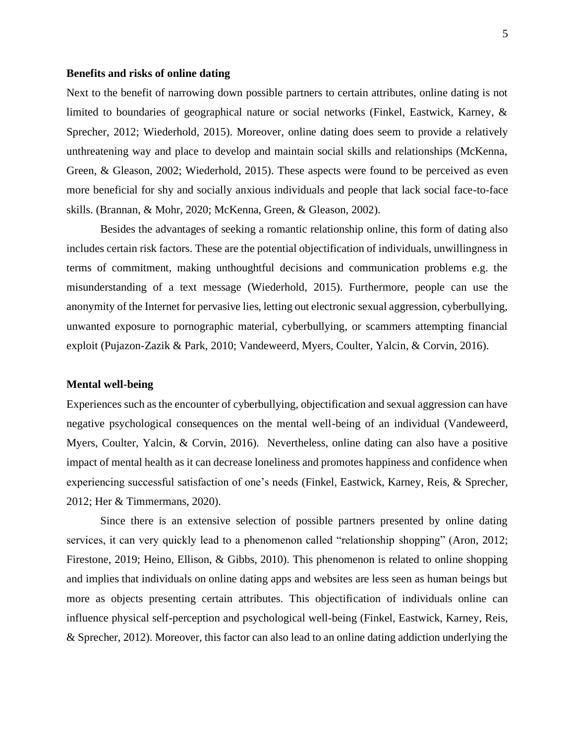### Benefits and risks of online dating

Next to the benefit of narrowing down possible partners to certain attributes, online dating is not limited to boundaries of geographical nature or social networks (Finkel, Eastwick, Karney, & Sprecher, 2012; Wiederhold, 2015). Moreover, online dating does seem to provide a relatively unthreatening way and place to develop and maintain social skills and relationships (McKenna, Green, & Gleason, 2002; Wiederhold, 2015). These aspects were found to be perceived as even more beneficial for shy and socially anxious individuals and people that lack social face-to-face skills. (Brannan, & Mohr, 2020; McKenna, Green, & Gleason, 2002).

Besides the advantages of seeking a romantic relationship online, this form of dating also includes certain risk factors. These are the potential objectification of individuals, unwillingness in terms of commitment, making unthoughtful decisions and communication problems e.g. the misunderstanding of a text message (Wiederhold, 2015). Furthermore, people can use the anonymity of the Internet for pervasive lies, letting out electronic sexual aggression, cyberbullying, unwanted exposure to pornographic material, cyberbullying, or scammers attempting financial exploit (Pujazon-Zazik & Park, 2010; Vandeweerd, Myers, Coulter, Yalcin, & Corvin, 2016).

### Mental well-being

Experiences such as the encounter of cyberbullying, objectification and sexual aggression can have negative psychological consequences on the mental well-being of an individual (Vandeweerd, Myers, Coulter, Yalcin, & Corvin, 2016). Nevertheless, online dating can also have a positive impact of mental health as it can decrease loneliness and promotes happiness and confidence when experiencing successful satisfaction of one's needs (Finkel, Eastwick, Karney, Reis, & Sprecher, 2012; Her & Timmermans, 2020).

Since there is an extensive selection of possible partners presented by online dating services, it can very quickly lead to a phenomenon called "relationship shopping" (Aron, 2012; Firestone, 2019; Heino, Ellison, & Gibbs, 2010). This phenomenon is related to online shopping and implies that individuals on online dating apps and websites are less seen as human beings but more as objects presenting certain attributes. This objectification of individuals online can influence physical self-perception and psychological well-being (Finkel, Eastwick, Karney, Reis, & Sprecher, 2012). Moreover, this factor can also lead to an online dating addiction underlying the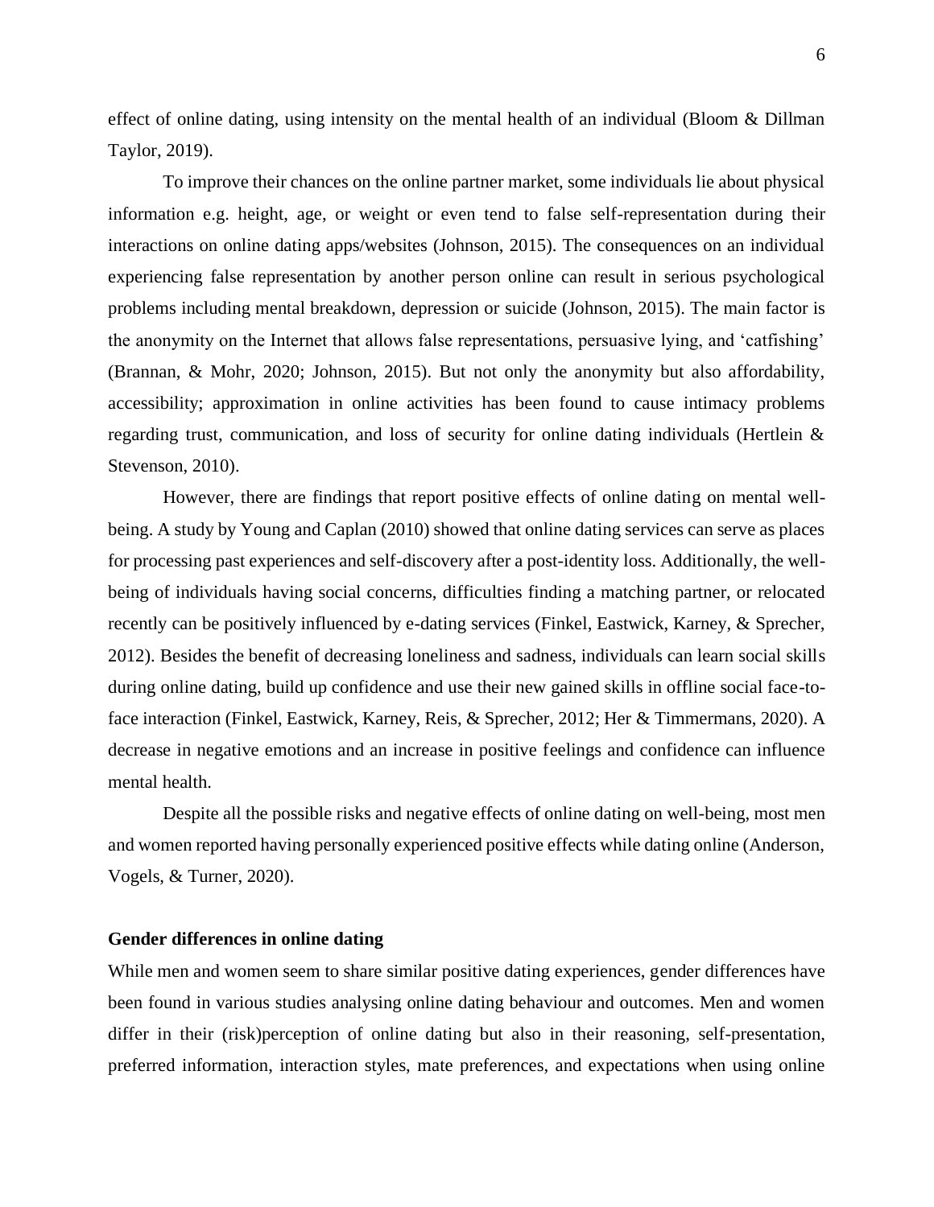effect of online dating, using intensity on the mental health of an individual (Bloom & Dillman Taylor, 2019).

To improve their chances on the online partner market, some individuals lie about physical information e.g. height, age, or weight or even tend to false self-representation during their interactions on online dating apps/websites (Johnson, 2015). The consequences on an individual experiencing false representation by another person online can result in serious psychological problems including mental breakdown, depression or suicide (Johnson, 2015). The main factor is the anonymity on the Internet that allows false representations, persuasive lying, and 'catfishing' (Brannan, & Mohr, 2020; Johnson, 2015). But not only the anonymity but also affordability, accessibility; approximation in online activities has been found to cause intimacy problems regarding trust, communication, and loss of security for online dating individuals (Hertlein & Stevenson, 2010).

However, there are findings that report positive effects of online dating on mental well-being. A study by Young and Caplan (2010) showed that online dating services can serve as places for processing past experiences and self-discovery after a post-identity loss. Additionally, the well-being of individuals having social concerns, difficulties finding a matching partner, or relocated recently can be positively influenced by e-dating services (Finkel, Eastwick, Karney, & Sprecher, 2012). Besides the benefit of decreasing loneliness and sadness, individuals can learn social skills during online dating, build up confidence and use their new gained skills in offline social face-to-face interaction (Finkel, Eastwick, Karney, Reis, & Sprecher, 2012; Her & Timmermans, 2020). A decrease in negative emotions and an increase in positive feelings and confidence can influence mental health.

Despite all the possible risks and negative effects of online dating on well-being, most men and women reported having personally experienced positive effects while dating online (Anderson, Vogels, & Turner, 2020).

**Gender differences in online dating**

While men and women seem to share similar positive dating experiences, gender differences have been found in various studies analysing online dating behaviour and outcomes. Men and women differ in their (risk)perception of online dating but also in their reasoning, self-presentation, preferred information, interaction styles, mate preferences, and expectations when using online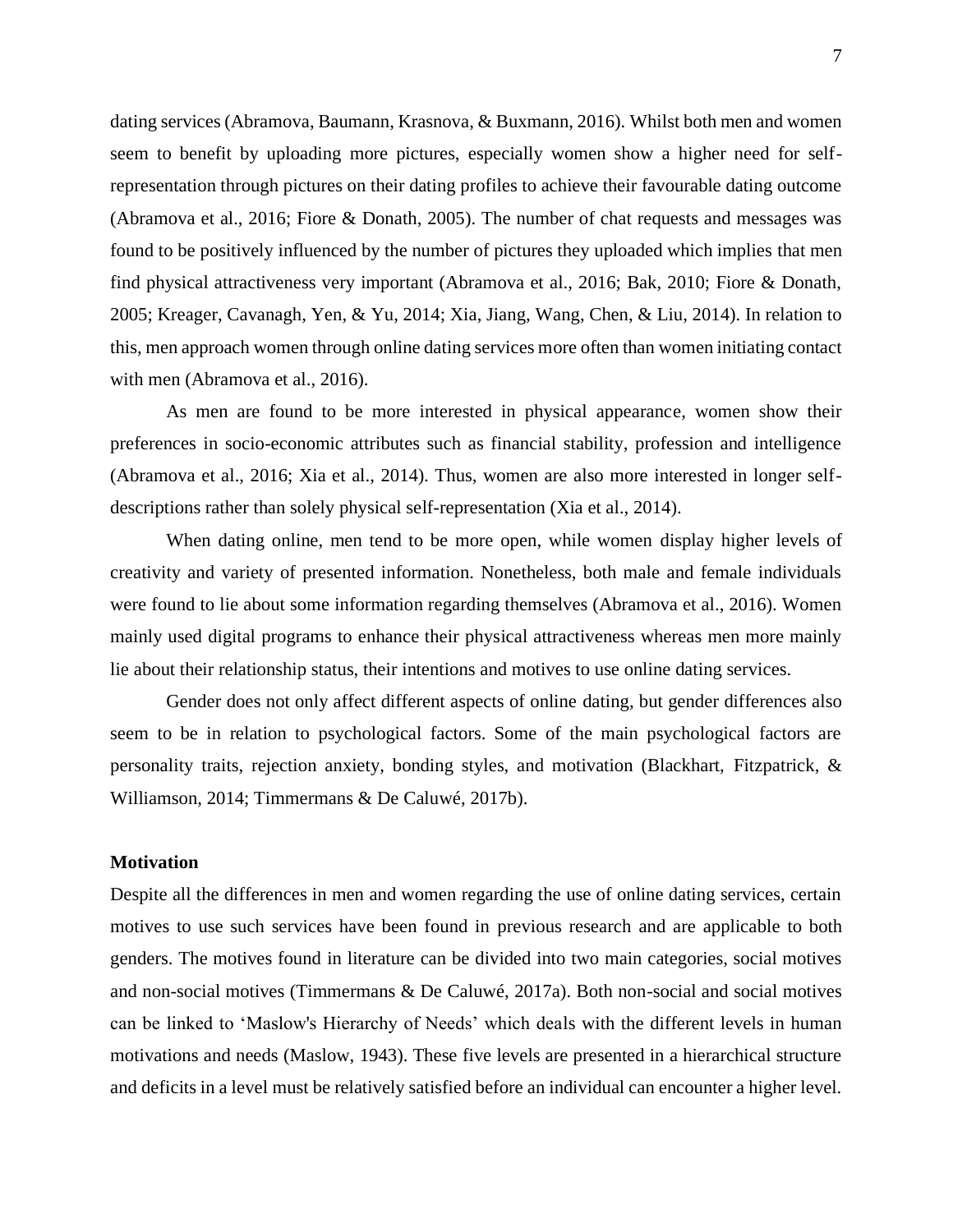dating services (Abramova, Baumann, Krasnova, & Buxmann, 2016). Whilst both men and women seem to benefit by uploading more pictures, especially women show a higher need for self-representation through pictures on their dating profiles to achieve their favourable dating outcome (Abramova et al., 2016; Fiore & Donath, 2005). The number of chat requests and messages was found to be positively influenced by the number of pictures they uploaded which implies that men find physical attractiveness very important (Abramova et al., 2016; Bak, 2010; Fiore & Donath, 2005; Kreager, Cavanagh, Yen, & Yu, 2014; Xia, Jiang, Wang, Chen, & Liu, 2014). In relation to this, men approach women through online dating services more often than women initiating contact with men (Abramova et al., 2016).

As men are found to be more interested in physical appearance, women show their preferences in socio-economic attributes such as financial stability, profession and intelligence (Abramova et al., 2016; Xia et al., 2014). Thus, women are also more interested in longer self-descriptions rather than solely physical self-representation (Xia et al., 2014).

When dating online, men tend to be more open, while women display higher levels of creativity and variety of presented information. Nonetheless, both male and female individuals were found to lie about some information regarding themselves (Abramova et al., 2016). Women mainly used digital programs to enhance their physical attractiveness whereas men more mainly lie about their relationship status, their intentions and motives to use online dating services.

Gender does not only affect different aspects of online dating, but gender differences also seem to be in relation to psychological factors. Some of the main psychological factors are personality traits, rejection anxiety, bonding styles, and motivation (Blackhart, Fitzpatrick, & Williamson, 2014; Timmermans & De Caluwé, 2017b).

**Motivation**

Despite all the differences in men and women regarding the use of online dating services, certain motives to use such services have been found in previous research and are applicable to both genders. The motives found in literature can be divided into two main categories, social motives and non-social motives (Timmermans & De Caluwé, 2017a). Both non-social and social motives can be linked to 'Maslow's Hierarchy of Needs' which deals with the different levels in human motivations and needs (Maslow, 1943). These five levels are presented in a hierarchical structure and deficits in a level must be relatively satisfied before an individual can encounter a higher level.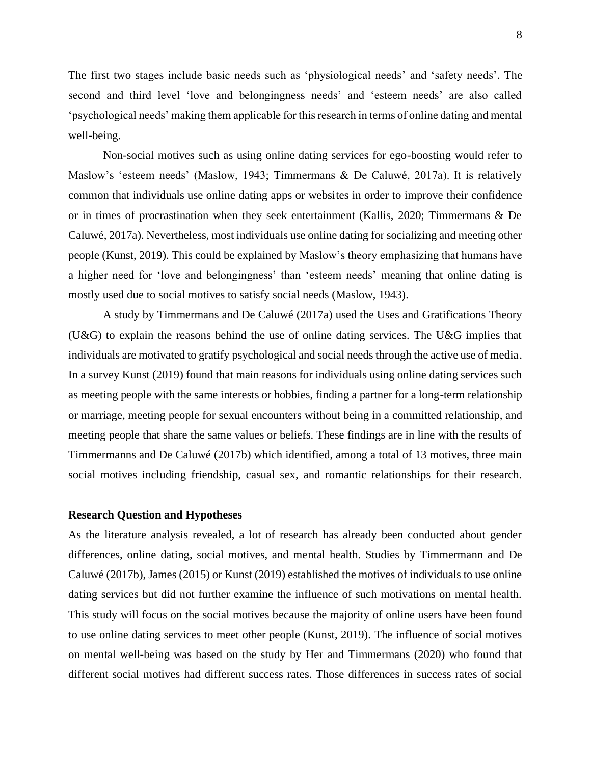The first two stages include basic needs such as 'physiological needs' and 'safety needs'. The second and third level 'love and belongingness needs' and 'esteem needs' are also called 'psychological needs' making them applicable for this research in terms of online dating and mental well-being.

Non-social motives such as using online dating services for ego-boosting would refer to Maslow's 'esteem needs' (Maslow, 1943; Timmermans & De Caluwé, 2017a). It is relatively common that individuals use online dating apps or websites in order to improve their confidence or in times of procrastination when they seek entertainment (Kallis, 2020; Timmermans & De Caluwé, 2017a). Nevertheless, most individuals use online dating for socializing and meeting other people (Kunst, 2019). This could be explained by Maslow's theory emphasizing that humans have a higher need for 'love and belongingness' than 'esteem needs' meaning that online dating is mostly used due to social motives to satisfy social needs (Maslow, 1943).

A study by Timmermans and De Caluwé (2017a) used the Uses and Gratifications Theory (U&G) to explain the reasons behind the use of online dating services. The U&G implies that individuals are motivated to gratify psychological and social needs through the active use of media. In a survey Kunst (2019) found that main reasons for individuals using online dating services such as meeting people with the same interests or hobbies, finding a partner for a long-term relationship or marriage, meeting people for sexual encounters without being in a committed relationship, and meeting people that share the same values or beliefs. These findings are in line with the results of Timmermanns and De Caluwé (2017b) which identified, among a total of 13 motives, three main social motives including friendship, casual sex, and romantic relationships for their research.

**Research Question and Hypotheses**

As the literature analysis revealed, a lot of research has already been conducted about gender differences, online dating, social motives, and mental health. Studies by Timmermann and De Caluwé (2017b), James (2015) or Kunst (2019) established the motives of individuals to use online dating services but did not further examine the influence of such motivations on mental health. This study will focus on the social motives because the majority of online users have been found to use online dating services to meet other people (Kunst, 2019). The influence of social motives on mental well-being was based on the study by Her and Timmermans (2020) who found that different social motives had different success rates. Those differences in success rates of social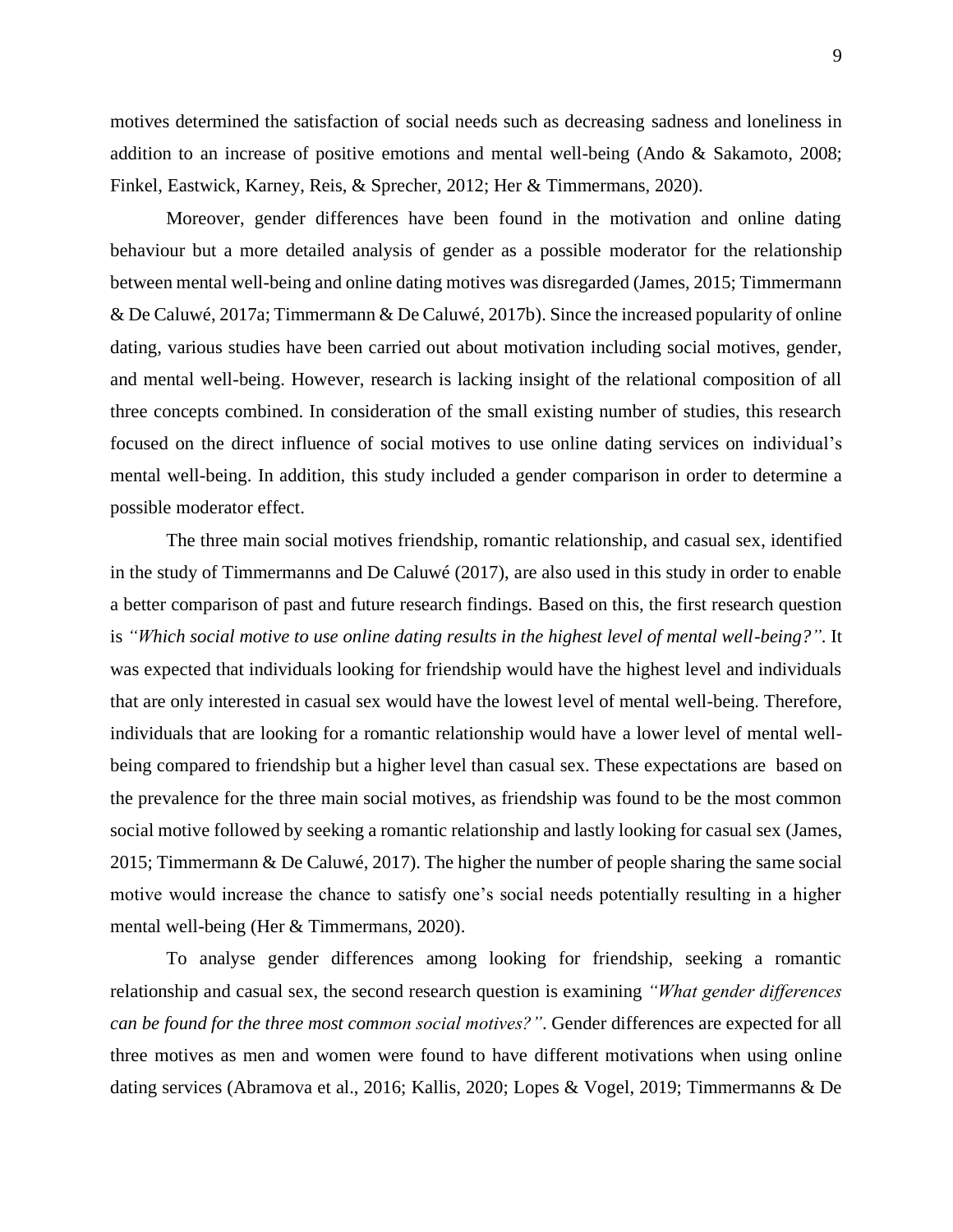motives determined the satisfaction of social needs such as decreasing sadness and loneliness in addition to an increase of positive emotions and mental well-being (Ando & Sakamoto, 2008; Finkel, Eastwick, Karney, Reis, & Sprecher, 2012; Her & Timmermans, 2020).

Moreover, gender differences have been found in the motivation and online dating behaviour but a more detailed analysis of gender as a possible moderator for the relationship between mental well-being and online dating motives was disregarded (James, 2015; Timmermann & De Caluwé, 2017a; Timmermann & De Caluwé, 2017b). Since the increased popularity of online dating, various studies have been carried out about motivation including social motives, gender, and mental well-being. However, research is lacking insight of the relational composition of all three concepts combined. In consideration of the small existing number of studies, this research focused on the direct influence of social motives to use online dating services on individual's mental well-being. In addition, this study included a gender comparison in order to determine a possible moderator effect.

The three main social motives friendship, romantic relationship, and casual sex, identified in the study of Timmermanns and De Caluwé (2017), are also used in this study in order to enable a better comparison of past and future research findings. Based on this, the first research question is *"Which social motive to use online dating results in the highest level of mental well-being?"*. It was expected that individuals looking for friendship would have the highest level and individuals that are only interested in casual sex would have the lowest level of mental well-being. Therefore, individuals that are looking for a romantic relationship would have a lower level of mental well-being compared to friendship but a higher level than casual sex. These expectations are based on the prevalence for the three main social motives, as friendship was found to be the most common social motive followed by seeking a romantic relationship and lastly looking for casual sex (James, 2015; Timmermann & De Caluwé, 2017). The higher the number of people sharing the same social motive would increase the chance to satisfy one's social needs potentially resulting in a higher mental well-being (Her & Timmermans, 2020).

To analyse gender differences among looking for friendship, seeking a romantic relationship and casual sex, the second research question is examining *"What gender differences can be found for the three most common social motives?"*. Gender differences are expected for all three motives as men and women were found to have different motivations when using online dating services (Abramova et al., 2016; Kallis, 2020; Lopes & Vogel, 2019; Timmermanns & De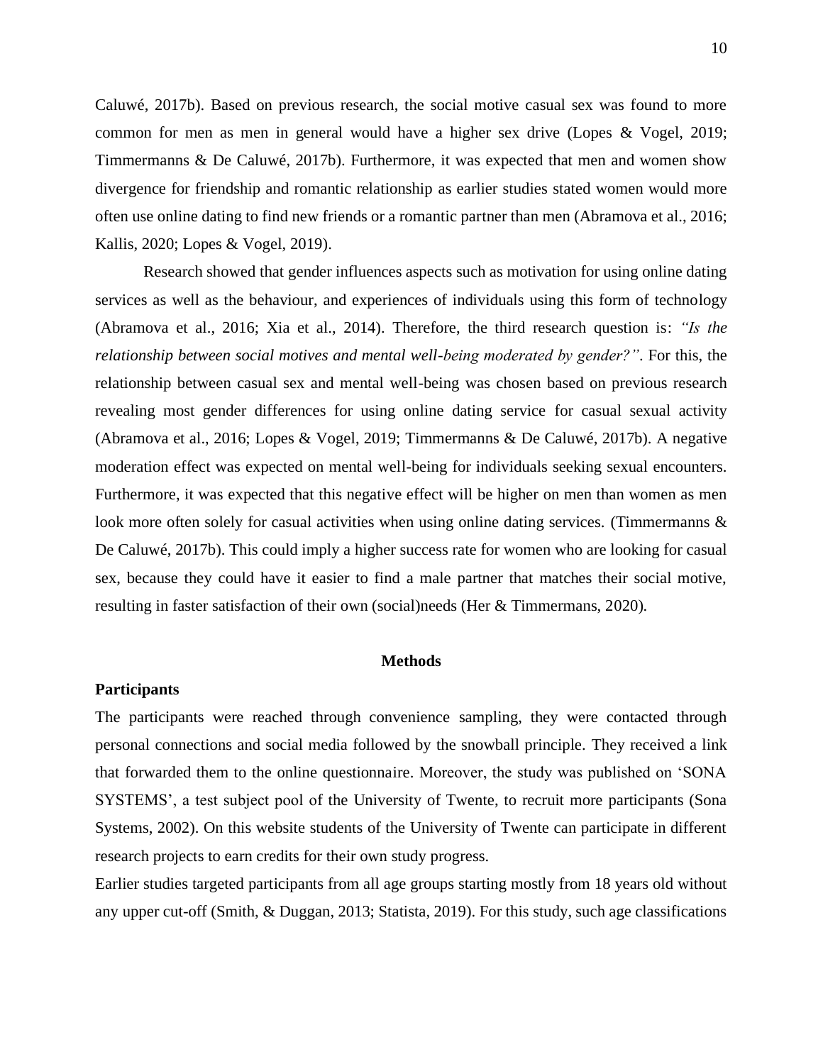Caluwé, 2017b). Based on previous research, the social motive casual sex was found to more common for men as men in general would have a higher sex drive (Lopes & Vogel, 2019; Timmermanns & De Caluwé, 2017b). Furthermore, it was expected that men and women show divergence for friendship and romantic relationship as earlier studies stated women would more often use online dating to find new friends or a romantic partner than men (Abramova et al., 2016; Kallis, 2020; Lopes & Vogel, 2019).

Research showed that gender influences aspects such as motivation for using online dating services as well as the behaviour, and experiences of individuals using this form of technology (Abramova et al., 2016; Xia et al., 2014). Therefore, the third research question is: *"Is the relationship between social motives and mental well-being moderated by gender?"*. For this, the relationship between casual sex and mental well-being was chosen based on previous research revealing most gender differences for using online dating service for casual sexual activity (Abramova et al., 2016; Lopes & Vogel, 2019; Timmermanns & De Caluwé, 2017b). A negative moderation effect was expected on mental well-being for individuals seeking sexual encounters. Furthermore, it was expected that this negative effect will be higher on men than women as men look more often solely for casual activities when using online dating services. (Timmermanns & De Caluwé, 2017b). This could imply a higher success rate for women who are looking for casual sex, because they could have it easier to find a male partner that matches their social motive, resulting in faster satisfaction of their own (social)needs (Her & Timmermans, 2020).

## Methods

### Participants

The participants were reached through convenience sampling, they were contacted through personal connections and social media followed by the snowball principle. They received a link that forwarded them to the online questionnaire. Moreover, the study was published on 'SONA SYSTEMS', a test subject pool of the University of Twente, to recruit more participants (Sona Systems, 2002). On this website students of the University of Twente can participate in different research projects to earn credits for their own study progress.

Earlier studies targeted participants from all age groups starting mostly from 18 years old without any upper cut-off (Smith, & Duggan, 2013; Statista, 2019). For this study, such age classifications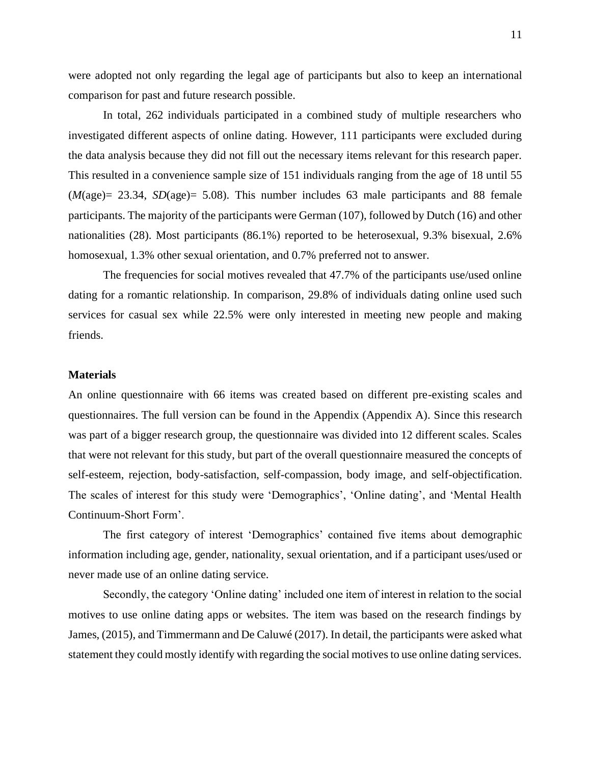were adopted not only regarding the legal age of participants but also to keep an international comparison for past and future research possible.

In total, 262 individuals participated in a combined study of multiple researchers who investigated different aspects of online dating. However, 111 participants were excluded during the data analysis because they did not fill out the necessary items relevant for this research paper. This resulted in a convenience sample size of 151 individuals ranging from the age of 18 until 55 ($M$(age)= 23.34, $SD$(age)= 5.08). This number includes 63 male participants and 88 female participants. The majority of the participants were German (107), followed by Dutch (16) and other nationalities (28). Most participants (86.1%) reported to be heterosexual, 9.3% bisexual, 2.6% homosexual, 1.3% other sexual orientation, and 0.7% preferred not to answer.

The frequencies for social motives revealed that 47.7% of the participants use/used online dating for a romantic relationship. In comparison, 29.8% of individuals dating online used such services for casual sex while 22.5% were only interested in meeting new people and making friends.

**Materials**

An online questionnaire with 66 items was created based on different pre-existing scales and questionnaires. The full version can be found in the Appendix (Appendix A). Since this research was part of a bigger research group, the questionnaire was divided into 12 different scales. Scales that were not relevant for this study, but part of the overall questionnaire measured the concepts of self-esteem, rejection, body-satisfaction, self-compassion, body image, and self-objectification. The scales of interest for this study were 'Demographics', 'Online dating', and 'Mental Health Continuum-Short Form'.

The first category of interest 'Demographics' contained five items about demographic information including age, gender, nationality, sexual orientation, and if a participant uses/used or never made use of an online dating service.

Secondly, the category 'Online dating' included one item of interest in relation to the social motives to use online dating apps or websites. The item was based on the research findings by James, (2015), and Timmermann and De Caluwé (2017). In detail, the participants were asked what statement they could mostly identify with regarding the social motives to use online dating services.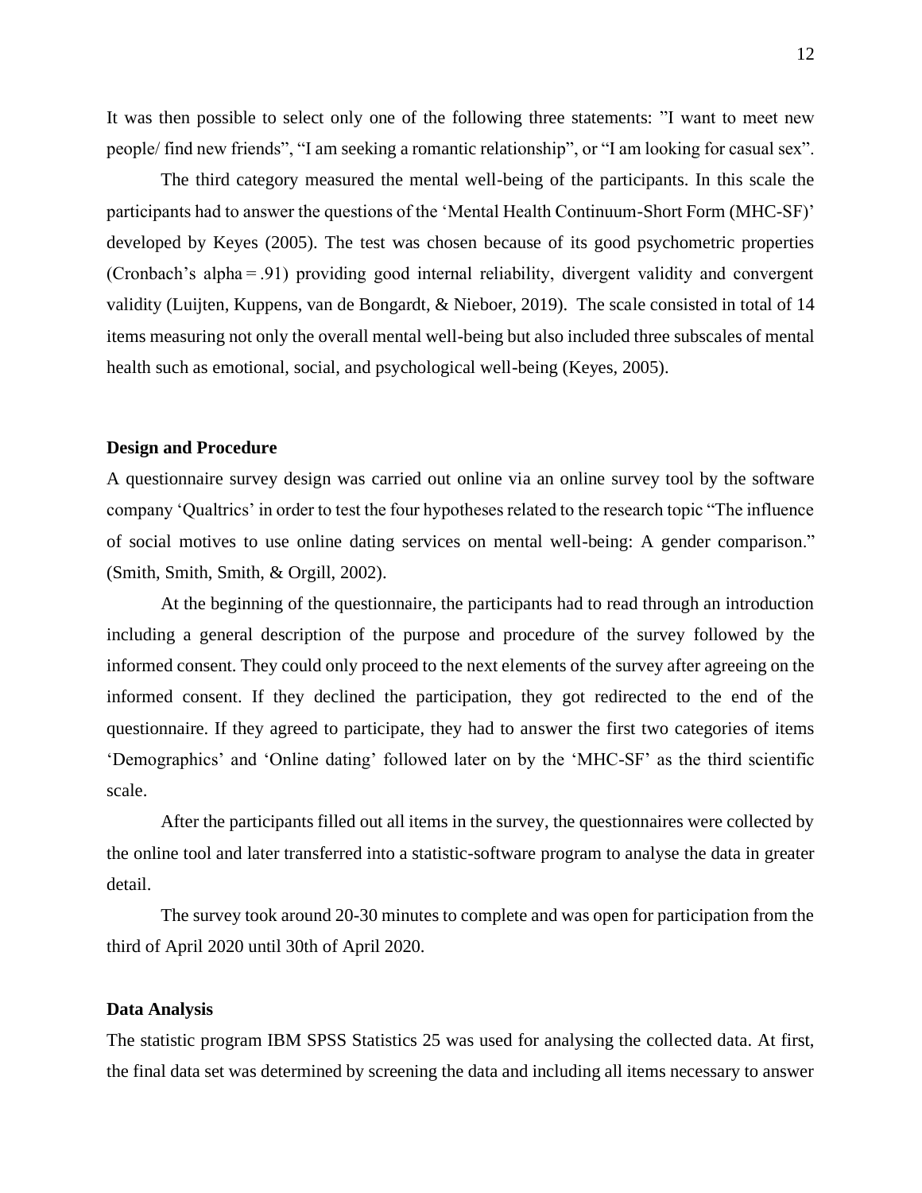It was then possible to select only one of the following three statements: "I want to meet new people/ find new friends", "I am seeking a romantic relationship", or "I am looking for casual sex".

The third category measured the mental well-being of the participants. In this scale the participants had to answer the questions of the 'Mental Health Continuum-Short Form (MHC-SF)' developed by Keyes (2005). The test was chosen because of its good psychometric properties (Cronbach's alpha = .91) providing good internal reliability, divergent validity and convergent validity (Luijten, Kuppens, van de Bongardt, & Nieboer, 2019). The scale consisted in total of 14 items measuring not only the overall mental well-being but also included three subscales of mental health such as emotional, social, and psychological well-being (Keyes, 2005).

**Design and Procedure**

A questionnaire survey design was carried out online via an online survey tool by the software company 'Qualtrics' in order to test the four hypotheses related to the research topic "The influence of social motives to use online dating services on mental well-being: A gender comparison." (Smith, Smith, Smith, & Orgill, 2002).

At the beginning of the questionnaire, the participants had to read through an introduction including a general description of the purpose and procedure of the survey followed by the informed consent. They could only proceed to the next elements of the survey after agreeing on the informed consent. If they declined the participation, they got redirected to the end of the questionnaire. If they agreed to participate, they had to answer the first two categories of items 'Demographics' and 'Online dating' followed later on by the 'MHC-SF' as the third scientific scale.

After the participants filled out all items in the survey, the questionnaires were collected by the online tool and later transferred into a statistic-software program to analyse the data in greater detail.

The survey took around 20-30 minutes to complete and was open for participation from the third of April 2020 until 30th of April 2020.

**Data Analysis**

The statistic program IBM SPSS Statistics 25 was used for analysing the collected data. At first, the final data set was determined by screening the data and including all items necessary to answer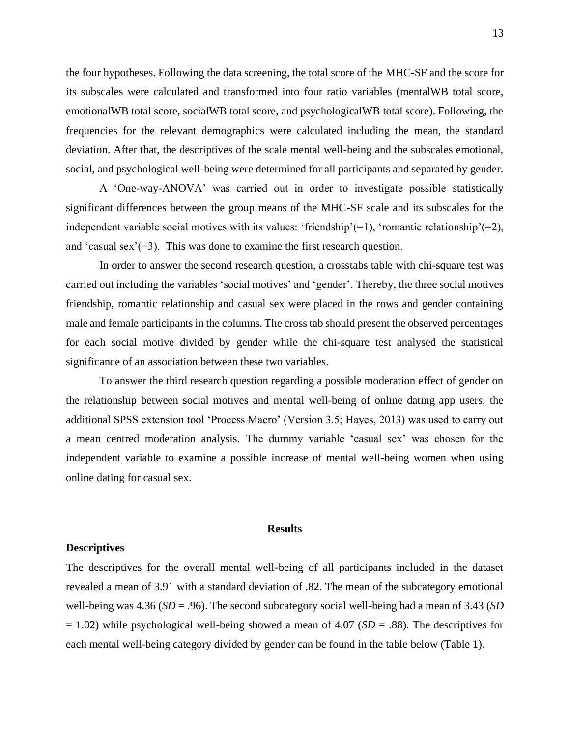the four hypotheses. Following the data screening, the total score of the MHC-SF and the score for its subscales were calculated and transformed into four ratio variables (mentalWB total score, emotionalWB total score, socialWB total score, and psychologicalWB total score). Following, the frequencies for the relevant demographics were calculated including the mean, the standard deviation. After that, the descriptives of the scale mental well-being and the subscales emotional, social, and psychological well-being were determined for all participants and separated by gender.

A 'One-way-ANOVA' was carried out in order to investigate possible statistically significant differences between the group means of the MHC-SF scale and its subscales for the independent variable social motives with its values: 'friendship'(=1), 'romantic relationship'(=2), and 'casual sex'(=3). This was done to examine the first research question.

In order to answer the second research question, a crosstabs table with chi-square test was carried out including the variables 'social motives' and 'gender'. Thereby, the three social motives friendship, romantic relationship and casual sex were placed in the rows and gender containing male and female participants in the columns. The cross tab should present the observed percentages for each social motive divided by gender while the chi-square test analysed the statistical significance of an association between these two variables.

To answer the third research question regarding a possible moderation effect of gender on the relationship between social motives and mental well-being of online dating app users, the additional SPSS extension tool 'Process Macro' (Version 3.5; Hayes, 2013) was used to carry out a mean centred moderation analysis. The dummy variable 'casual sex' was chosen for the independent variable to examine a possible increase of mental well-being women when using online dating for casual sex.

## Results

### Descriptives

The descriptives for the overall mental well-being of all participants included in the dataset revealed a mean of 3.91 with a standard deviation of .82. The mean of the subcategory emotional well-being was 4.36 (*SD* = .96). The second subcategory social well-being had a mean of 3.43 (*SD* = 1.02) while psychological well-being showed a mean of 4.07 (*SD* = .88). The descriptives for each mental well-being category divided by gender can be found in the table below (Table 1).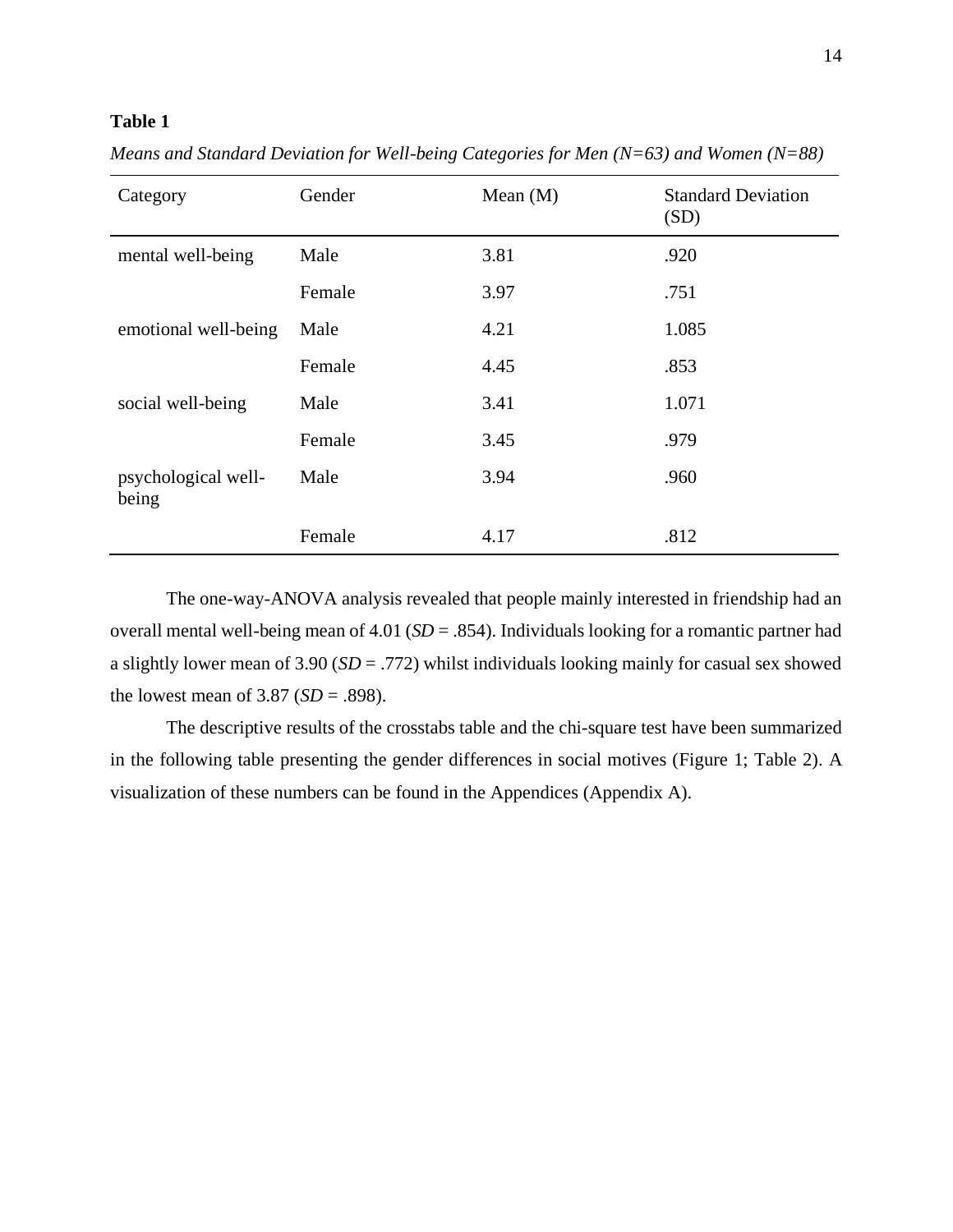**Table 1**

*Means and Standard Deviation for Well-being Categories for Men (N=63) and Women (N=88)*

| Category | Gender | Mean (M) | Standard Deviation (SD) |
|---|---|---|---|
| mental well-being | Male | 3.81 | .920 |
| | Female | 3.97 | .751 |
| emotional well-being | Male | 4.21 | 1.085 |
| | Female | 4.45 | .853 |
| social well-being | Male | 3.41 | 1.071 |
| | Female | 3.45 | .979 |
| psychological well-being | Male | 3.94 | .960 |
| | Female | 4.17 | .812 |

The one-way-ANOVA analysis revealed that people mainly interested in friendship had an overall mental well-being mean of 4.01 (*SD* = .854). Individuals looking for a romantic partner had a slightly lower mean of 3.90 (*SD* = .772) whilst individuals looking mainly for casual sex showed the lowest mean of 3.87 (*SD* = .898).

The descriptive results of the crosstabs table and the chi-square test have been summarized in the following table presenting the gender differences in social motives (Figure 1; Table 2). A visualization of these numbers can be found in the Appendices (Appendix A).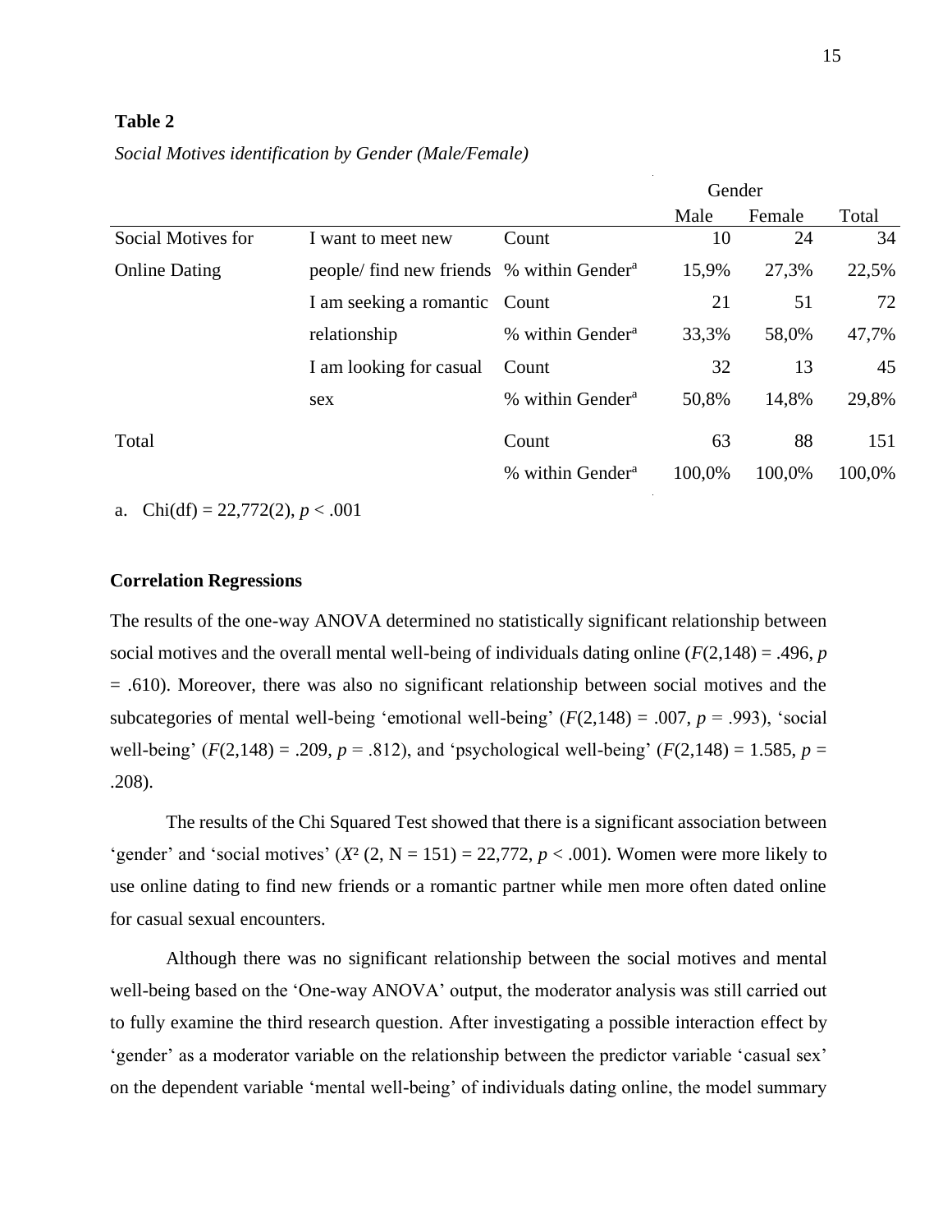**Table 2**

*Social Motives identification by Gender (Male/Female)*

| | | | Gender | | |
|---|---|---|---|---|---|
| | | | Male | Female | Total |
| Social Motives for Online Dating | I want to meet new people/ find new friends | Count | 10 | 24 | 34 |
| | | % within Gender[a] | 15,9% | 27,3% | 22,5% |
| | I am seeking a romantic relationship | Count | 21 | 51 | 72 |
| | | % within Gender[a] | 33,3% | 58,0% | 47,7% |
| | I am looking for casual sex | Count | 32 | 13 | 45 |
| | | % within Gender[a] | 50,8% | 14,8% | 29,8% |
| Total | | Count | 63 | 88 | 151 |
| | | % within Gender[a] | 100,0% | 100,0% | 100,0% |

a. Chi(df) = 22,772(2), $p < .001$

**Correlation Regressions**

The results of the one-way ANOVA determined no statistically significant relationship between social motives and the overall mental well-being of individuals dating online ($F(2,148) = .496$, $p = .610$). Moreover, there was also no significant relationship between social motives and the subcategories of mental well-being ‘emotional well-being’ ($F(2,148) = .007$, $p = .993$), ‘social well-being’ ($F(2,148) = .209$, $p = .812$), and ‘psychological well-being’ ($F(2,148) = 1.585$, $p = .208$).

The results of the Chi Squared Test showed that there is a significant association between ‘gender’ and ‘social motives’ ($X^2$ (2, N = 151) = 22,772, $p < .001$). Women were more likely to use online dating to find new friends or a romantic partner while men more often dated online for casual sexual encounters.

Although there was no significant relationship between the social motives and mental well-being based on the ‘One-way ANOVA’ output, the moderator analysis was still carried out to fully examine the third research question. After investigating a possible interaction effect by ‘gender’ as a moderator variable on the relationship between the predictor variable ‘casual sex’ on the dependent variable ‘mental well-being’ of individuals dating online, the model summary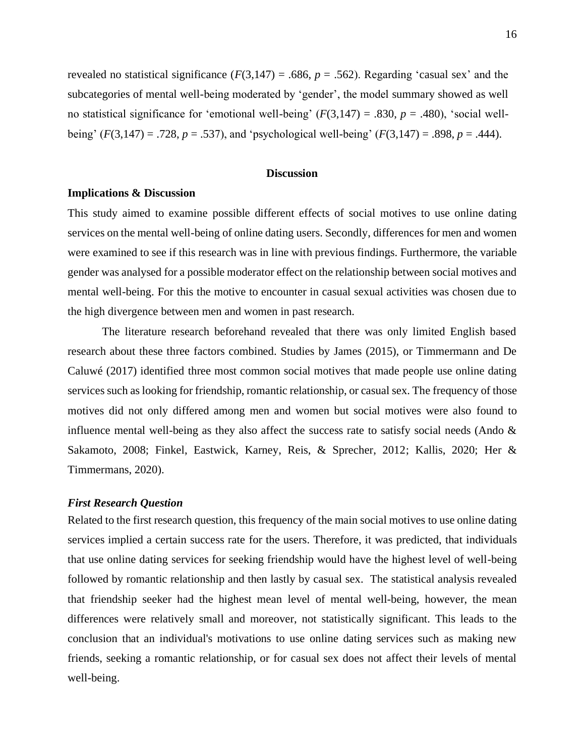revealed no statistical significance ($F(3,147) = .686$, $p = .562$). Regarding ‘casual sex’ and the subcategories of mental well-being moderated by ‘gender’, the model summary showed as well no statistical significance for ‘emotional well-being’ ($F(3,147) = .830$, $p = .480$), ‘social well-being’ ($F(3,147) = .728$, $p = .537$), and ‘psychological well-being’ ($F(3,147) = .898$, $p = .444$).

## Discussion

### Implications & Discussion

This study aimed to examine possible different effects of social motives to use online dating services on the mental well-being of online dating users. Secondly, differences for men and women were examined to see if this research was in line with previous findings. Furthermore, the variable gender was analysed for a possible moderator effect on the relationship between social motives and mental well-being. For this the motive to encounter in casual sexual activities was chosen due to the high divergence between men and women in past research.

The literature research beforehand revealed that there was only limited English based research about these three factors combined. Studies by James (2015), or Timmermann and De Caluwé (2017) identified three most common social motives that made people use online dating services such as looking for friendship, romantic relationship, or casual sex. The frequency of those motives did not only differed among men and women but social motives were also found to influence mental well-being as they also affect the success rate to satisfy social needs (Ando & Sakamoto, 2008; Finkel, Eastwick, Karney, Reis, & Sprecher, 2012; Kallis, 2020; Her & Timmermans, 2020).

### *First Research Question*

Related to the first research question, this frequency of the main social motives to use online dating services implied a certain success rate for the users. Therefore, it was predicted, that individuals that use online dating services for seeking friendship would have the highest level of well-being followed by romantic relationship and then lastly by casual sex. The statistical analysis revealed that friendship seeker had the highest mean level of mental well-being, however, the mean differences were relatively small and moreover, not statistically significant. This leads to the conclusion that an individual's motivations to use online dating services such as making new friends, seeking a romantic relationship, or for casual sex does not affect their levels of mental well-being.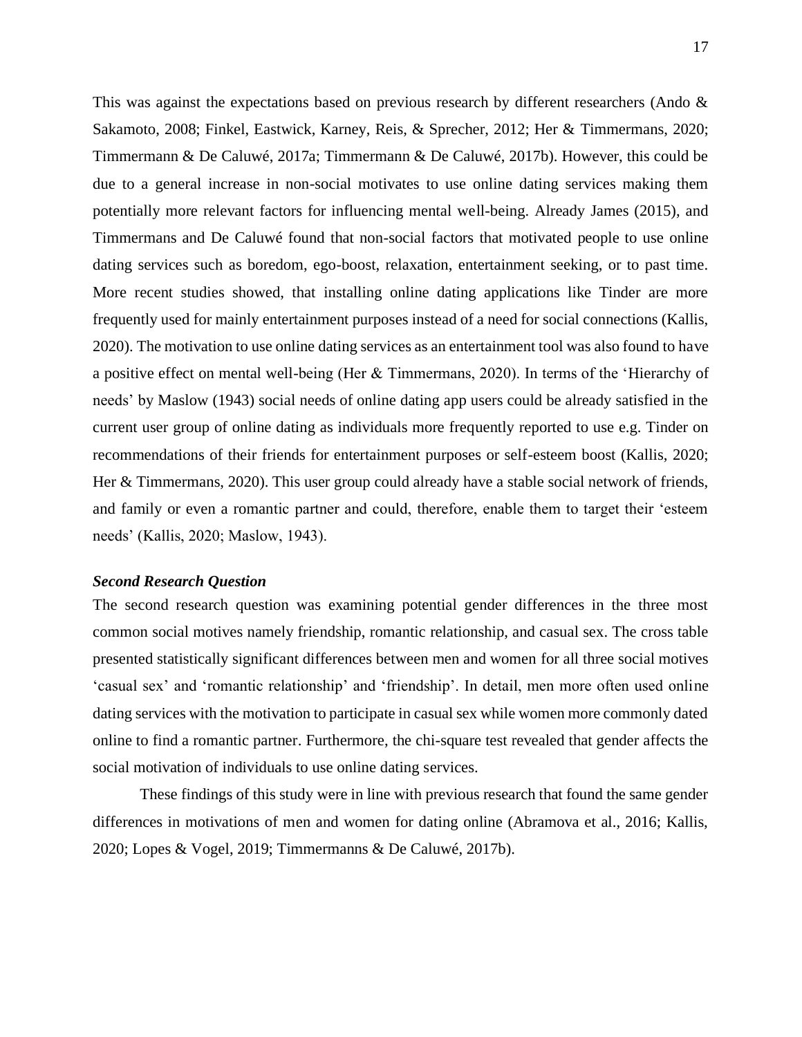This was against the expectations based on previous research by different researchers (Ando & Sakamoto, 2008; Finkel, Eastwick, Karney, Reis, & Sprecher, 2012; Her & Timmermans, 2020; Timmermann & De Caluwé, 2017a; Timmermann & De Caluwé, 2017b). However, this could be due to a general increase in non-social motivates to use online dating services making them potentially more relevant factors for influencing mental well-being. Already James (2015), and Timmermans and De Caluwé found that non-social factors that motivated people to use online dating services such as boredom, ego-boost, relaxation, entertainment seeking, or to past time. More recent studies showed, that installing online dating applications like Tinder are more frequently used for mainly entertainment purposes instead of a need for social connections (Kallis, 2020). The motivation to use online dating services as an entertainment tool was also found to have a positive effect on mental well-being (Her & Timmermans, 2020). In terms of the 'Hierarchy of needs' by Maslow (1943) social needs of online dating app users could be already satisfied in the current user group of online dating as individuals more frequently reported to use e.g. Tinder on recommendations of their friends for entertainment purposes or self-esteem boost (Kallis, 2020; Her & Timmermans, 2020). This user group could already have a stable social network of friends, and family or even a romantic partner and could, therefore, enable them to target their 'esteem needs' (Kallis, 2020; Maslow, 1943).

### *Second Research Question*

The second research question was examining potential gender differences in the three most common social motives namely friendship, romantic relationship, and casual sex. The cross table presented statistically significant differences between men and women for all three social motives 'casual sex' and 'romantic relationship' and 'friendship'. In detail, men more often used online dating services with the motivation to participate in casual sex while women more commonly dated online to find a romantic partner. Furthermore, the chi-square test revealed that gender affects the social motivation of individuals to use online dating services.

These findings of this study were in line with previous research that found the same gender differences in motivations of men and women for dating online (Abramova et al., 2016; Kallis, 2020; Lopes & Vogel, 2019; Timmermanns & De Caluwé, 2017b).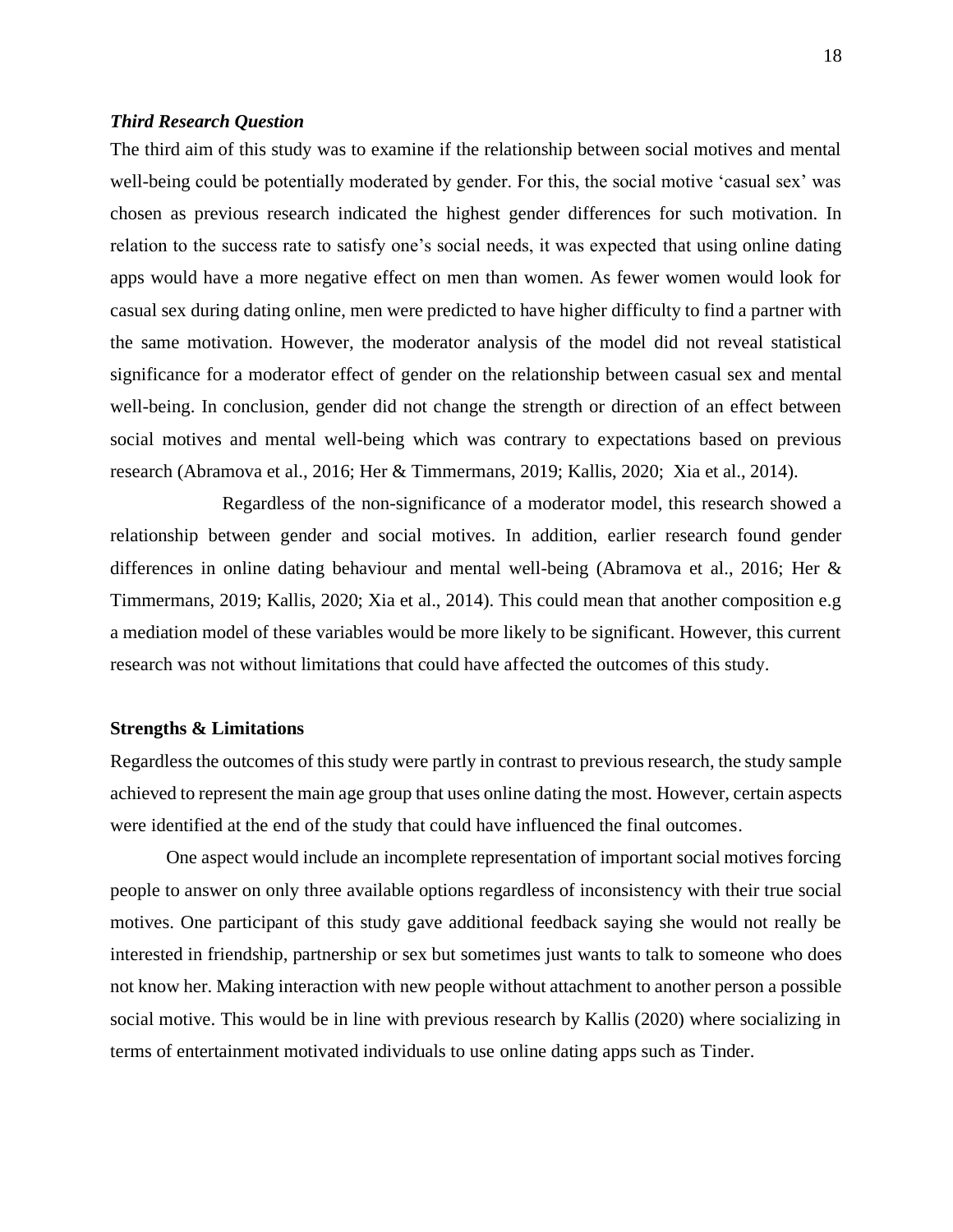### *Third Research Question*

The third aim of this study was to examine if the relationship between social motives and mental well-being could be potentially moderated by gender. For this, the social motive 'casual sex' was chosen as previous research indicated the highest gender differences for such motivation. In relation to the success rate to satisfy one's social needs, it was expected that using online dating apps would have a more negative effect on men than women. As fewer women would look for casual sex during dating online, men were predicted to have higher difficulty to find a partner with the same motivation. However, the moderator analysis of the model did not reveal statistical significance for a moderator effect of gender on the relationship between casual sex and mental well-being. In conclusion, gender did not change the strength or direction of an effect between social motives and mental well-being which was contrary to expectations based on previous research (Abramova et al., 2016; Her & Timmermans, 2019; Kallis, 2020; Xia et al., 2014).

Regardless of the non-significance of a moderator model, this research showed a relationship between gender and social motives. In addition, earlier research found gender differences in online dating behaviour and mental well-being (Abramova et al., 2016; Her & Timmermans, 2019; Kallis, 2020; Xia et al., 2014). This could mean that another composition e.g a mediation model of these variables would be more likely to be significant. However, this current research was not without limitations that could have affected the outcomes of this study.

### **Strengths & Limitations**

Regardless the outcomes of this study were partly in contrast to previous research, the study sample achieved to represent the main age group that uses online dating the most. However, certain aspects were identified at the end of the study that could have influenced the final outcomes.

One aspect would include an incomplete representation of important social motives forcing people to answer on only three available options regardless of inconsistency with their true social motives. One participant of this study gave additional feedback saying she would not really be interested in friendship, partnership or sex but sometimes just wants to talk to someone who does not know her. Making interaction with new people without attachment to another person a possible social motive. This would be in line with previous research by Kallis (2020) where socializing in terms of entertainment motivated individuals to use online dating apps such as Tinder.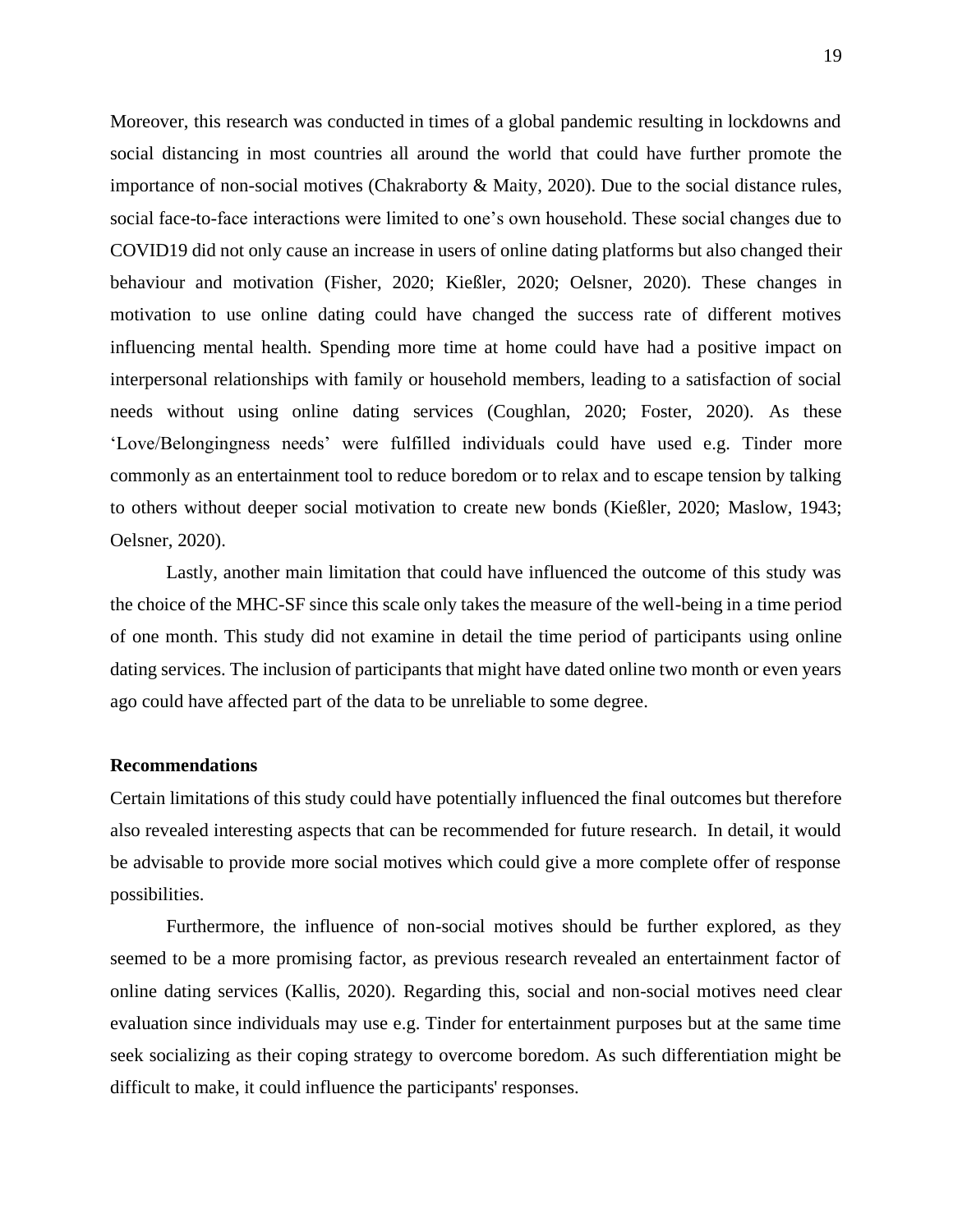Moreover, this research was conducted in times of a global pandemic resulting in lockdowns and social distancing in most countries all around the world that could have further promote the importance of non-social motives (Chakraborty & Maity, 2020). Due to the social distance rules, social face-to-face interactions were limited to one's own household. These social changes due to COVID19 did not only cause an increase in users of online dating platforms but also changed their behaviour and motivation (Fisher, 2020; Kießler, 2020; Oelsner, 2020). These changes in motivation to use online dating could have changed the success rate of different motives influencing mental health. Spending more time at home could have had a positive impact on interpersonal relationships with family or household members, leading to a satisfaction of social needs without using online dating services (Coughlan, 2020; Foster, 2020). As these 'Love/Belongingness needs' were fulfilled individuals could have used e.g. Tinder more commonly as an entertainment tool to reduce boredom or to relax and to escape tension by talking to others without deeper social motivation to create new bonds (Kießler, 2020; Maslow, 1943; Oelsner, 2020).

Lastly, another main limitation that could have influenced the outcome of this study was the choice of the MHC-SF since this scale only takes the measure of the well-being in a time period of one month. This study did not examine in detail the time period of participants using online dating services. The inclusion of participants that might have dated online two month or even years ago could have affected part of the data to be unreliable to some degree.

### Recommendations

Certain limitations of this study could have potentially influenced the final outcomes but therefore also revealed interesting aspects that can be recommended for future research. In detail, it would be advisable to provide more social motives which could give a more complete offer of response possibilities.

Furthermore, the influence of non-social motives should be further explored, as they seemed to be a more promising factor, as previous research revealed an entertainment factor of online dating services (Kallis, 2020). Regarding this, social and non-social motives need clear evaluation since individuals may use e.g. Tinder for entertainment purposes but at the same time seek socializing as their coping strategy to overcome boredom. As such differentiation might be difficult to make, it could influence the participants' responses.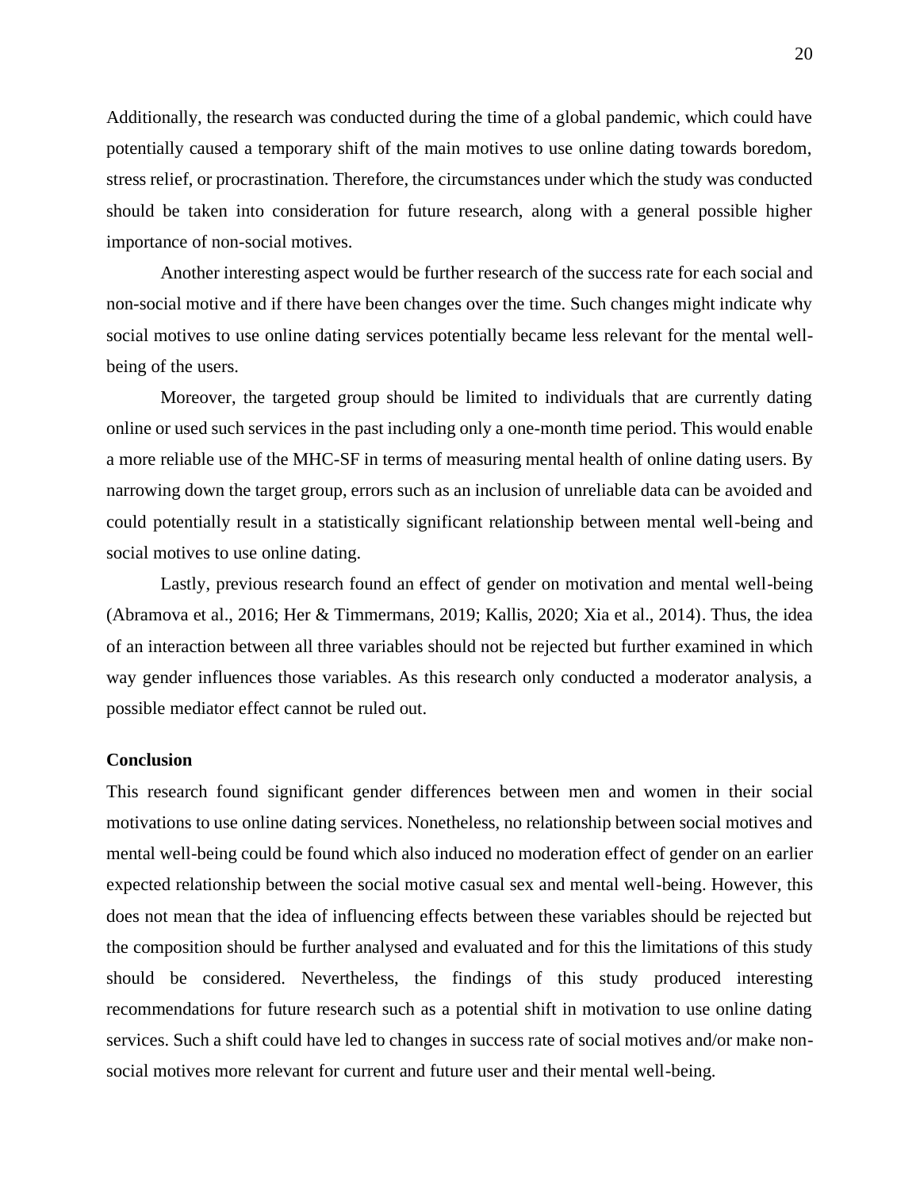Additionally, the research was conducted during the time of a global pandemic, which could have potentially caused a temporary shift of the main motives to use online dating towards boredom, stress relief, or procrastination. Therefore, the circumstances under which the study was conducted should be taken into consideration for future research, along with a general possible higher importance of non-social motives.

Another interesting aspect would be further research of the success rate for each social and non-social motive and if there have been changes over the time. Such changes might indicate why social motives to use online dating services potentially became less relevant for the mental well-being of the users.

Moreover, the targeted group should be limited to individuals that are currently dating online or used such services in the past including only a one-month time period. This would enable a more reliable use of the MHC-SF in terms of measuring mental health of online dating users. By narrowing down the target group, errors such as an inclusion of unreliable data can be avoided and could potentially result in a statistically significant relationship between mental well-being and social motives to use online dating.

Lastly, previous research found an effect of gender on motivation and mental well-being (Abramova et al., 2016; Her & Timmermans, 2019; Kallis, 2020; Xia et al., 2014). Thus, the idea of an interaction between all three variables should not be rejected but further examined in which way gender influences those variables. As this research only conducted a moderator analysis, a possible mediator effect cannot be ruled out.

**Conclusion**

This research found significant gender differences between men and women in their social motivations to use online dating services. Nonetheless, no relationship between social motives and mental well-being could be found which also induced no moderation effect of gender on an earlier expected relationship between the social motive casual sex and mental well-being. However, this does not mean that the idea of influencing effects between these variables should be rejected but the composition should be further analysed and evaluated and for this the limitations of this study should be considered. Nevertheless, the findings of this study produced interesting recommendations for future research such as a potential shift in motivation to use online dating services. Such a shift could have led to changes in success rate of social motives and/or make non-social motives more relevant for current and future user and their mental well-being.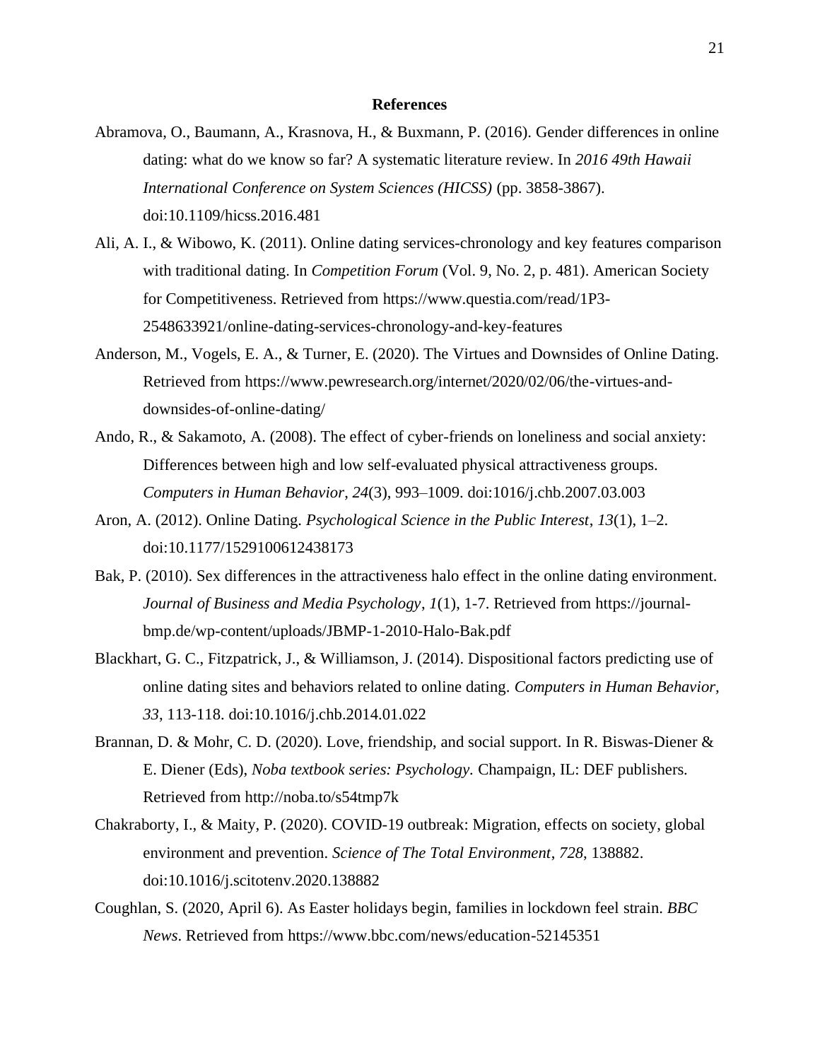## References

Abramova, O., Baumann, A., Krasnova, H., & Buxmann, P. (2016). Gender differences in online dating: what do we know so far? A systematic literature review. In *2016 49th Hawaii International Conference on System Sciences (HICSS)* (pp. 3858-3867). doi:10.1109/hicss.2016.481

Ali, A. I., & Wibowo, K. (2011). Online dating services-chronology and key features comparison with traditional dating. In *Competition Forum* (Vol. 9, No. 2, p. 481). American Society for Competitiveness. Retrieved from https://www.questia.com/read/1P3-2548633921/online-dating-services-chronology-and-key-features

Anderson, M., Vogels, E. A., & Turner, E. (2020). The Virtues and Downsides of Online Dating. Retrieved from https://www.pewresearch.org/internet/2020/02/06/the-virtues-and-downsides-of-online-dating/

Ando, R., & Sakamoto, A. (2008). The effect of cyber-friends on loneliness and social anxiety: Differences between high and low self-evaluated physical attractiveness groups. *Computers in Human Behavior*, *24*(3), 993–1009. doi:1016/j.chb.2007.03.003

Aron, A. (2012). Online Dating. *Psychological Science in the Public Interest*, *13*(1), 1–2. doi:10.1177/1529100612438173

Bak, P. (2010). Sex differences in the attractiveness halo effect in the online dating environment. *Journal of Business and Media Psychology*, *1*(1), 1-7. Retrieved from https://journal-bmp.de/wp-content/uploads/JBMP-1-2010-Halo-Bak.pdf

Blackhart, G. C., Fitzpatrick, J., & Williamson, J. (2014). Dispositional factors predicting use of online dating sites and behaviors related to online dating. *Computers in Human Behavior, 33*, 113-118. doi:10.1016/j.chb.2014.01.022

Brannan, D. & Mohr, C. D. (2020). Love, friendship, and social support. In R. Biswas-Diener & E. Diener (Eds), *Noba textbook series: Psychology.* Champaign, IL: DEF publishers. Retrieved from http://noba.to/s54tmp7k

Chakraborty, I., & Maity, P. (2020). COVID-19 outbreak: Migration, effects on society, global environment and prevention. *Science of The Total Environment*, *728*, 138882. doi:10.1016/j.scitotenv.2020.138882

Coughlan, S. (2020, April 6). As Easter holidays begin, families in lockdown feel strain. *BBC News*. Retrieved from https://www.bbc.com/news/education-52145351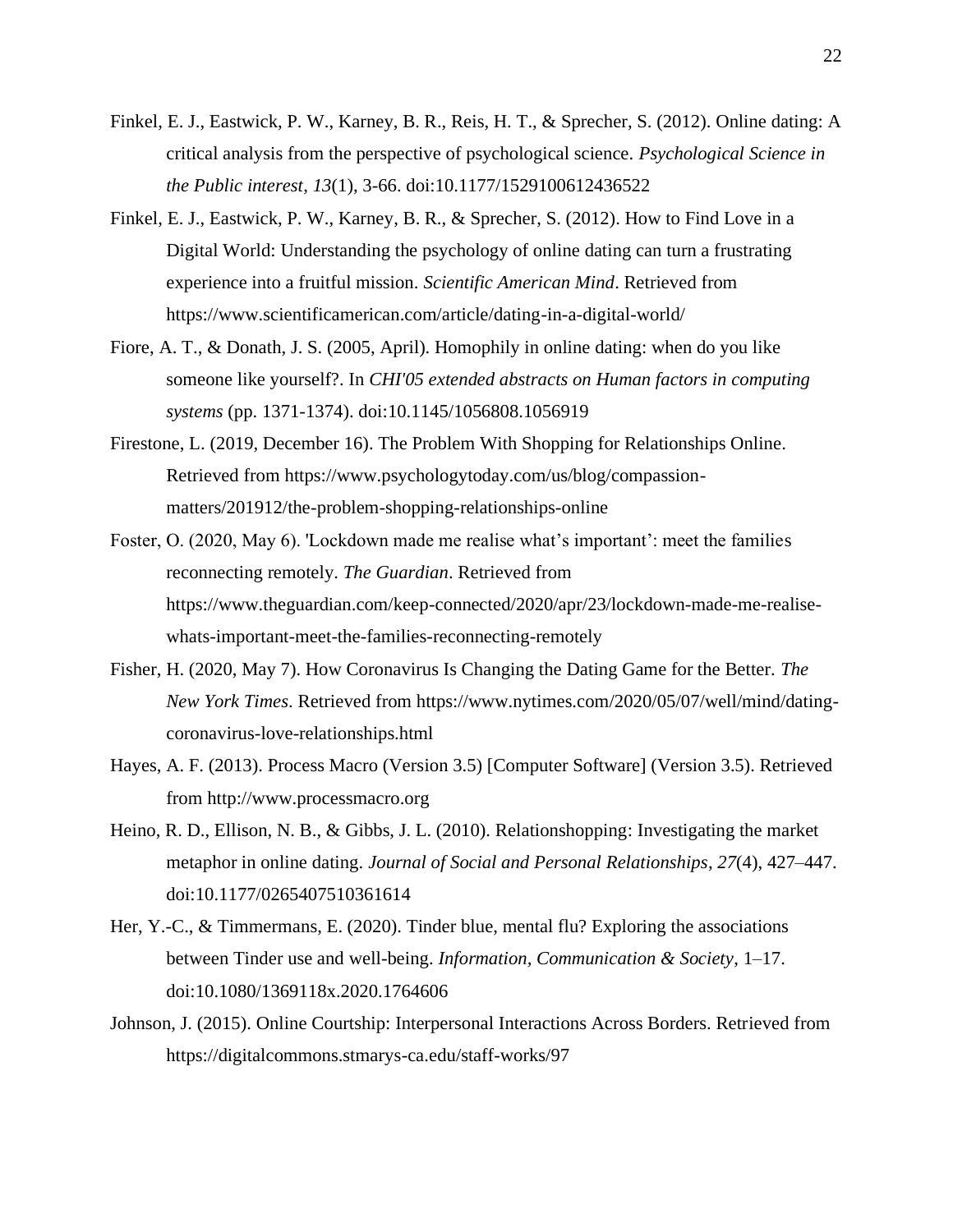Finkel, E. J., Eastwick, P. W., Karney, B. R., Reis, H. T., & Sprecher, S. (2012). Online dating: A critical analysis from the perspective of psychological science. *Psychological Science in the Public interest*, *13*(1), 3-66. doi:10.1177/1529100612436522

Finkel, E. J., Eastwick, P. W., Karney, B. R., & Sprecher, S. (2012). How to Find Love in a Digital World: Understanding the psychology of online dating can turn a frustrating experience into a fruitful mission. *Scientific American Mind*. Retrieved from https://www.scientificamerican.com/article/dating-in-a-digital-world/

Fiore, A. T., & Donath, J. S. (2005, April). Homophily in online dating: when do you like someone like yourself?. In *CHI'05 extended abstracts on Human factors in computing systems* (pp. 1371-1374). doi:10.1145/1056808.1056919

Firestone, L. (2019, December 16). The Problem With Shopping for Relationships Online. Retrieved from https://www.psychologytoday.com/us/blog/compassion-matters/201912/the-problem-shopping-relationships-online

Foster, O. (2020, May 6). 'Lockdown made me realise what's important': meet the families reconnecting remotely. *The Guardian*. Retrieved from https://www.theguardian.com/keep-connected/2020/apr/23/lockdown-made-me-realise-whats-important-meet-the-families-reconnecting-remotely

Fisher, H. (2020, May 7). How Coronavirus Is Changing the Dating Game for the Better. *The New York Times*. Retrieved from https://www.nytimes.com/2020/05/07/well/mind/dating-coronavirus-love-relationships.html

Hayes, A. F. (2013). Process Macro (Version 3.5) [Computer Software] (Version 3.5). Retrieved from http://www.processmacro.org

Heino, R. D., Ellison, N. B., & Gibbs, J. L. (2010). Relationshopping: Investigating the market metaphor in online dating. *Journal of Social and Personal Relationships*, *27*(4), 427–447. doi:10.1177/0265407510361614

Her, Y.-C., & Timmermans, E. (2020). Tinder blue, mental flu? Exploring the associations between Tinder use and well-being. *Information, Communication & Society*, 1–17. doi:10.1080/1369118x.2020.1764606

Johnson, J. (2015). Online Courtship: Interpersonal Interactions Across Borders. Retrieved from https://digitalcommons.stmarys-ca.edu/staff-works/97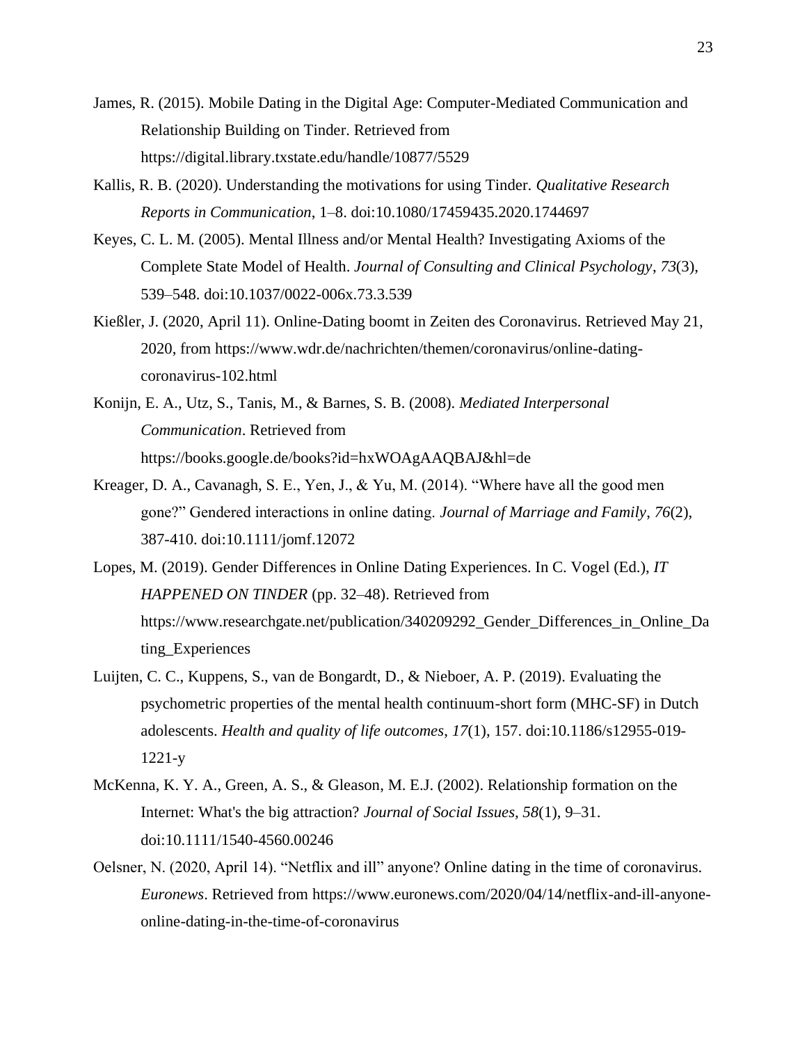James, R. (2015). Mobile Dating in the Digital Age: Computer-Mediated Communication and Relationship Building on Tinder. Retrieved from https://digital.library.txstate.edu/handle/10877/5529

Kallis, R. B. (2020). Understanding the motivations for using Tinder. *Qualitative Research Reports in Communication*, 1–8. doi:10.1080/17459435.2020.1744697

Keyes, C. L. M. (2005). Mental Illness and/or Mental Health? Investigating Axioms of the Complete State Model of Health. *Journal of Consulting and Clinical Psychology*, *73*(3), 539–548. doi:10.1037/0022-006x.73.3.539

Kießler, J. (2020, April 11). Online-Dating boomt in Zeiten des Coronavirus. Retrieved May 21, 2020, from https://www.wdr.de/nachrichten/themen/coronavirus/online-dating-coronavirus-102.html

Konijn, E. A., Utz, S., Tanis, M., & Barnes, S. B. (2008). *Mediated Interpersonal Communication*. Retrieved from https://books.google.de/books?id=hxWOAgAAQBAJ&hl=de

Kreager, D. A., Cavanagh, S. E., Yen, J., & Yu, M. (2014). "Where have all the good men gone?" Gendered interactions in online dating. *Journal of Marriage and Family*, *76*(2), 387-410. doi:10.1111/jomf.12072

Lopes, M. (2019). Gender Differences in Online Dating Experiences. In C. Vogel (Ed.), *IT HAPPENED ON TINDER* (pp. 32–48). Retrieved from https://www.researchgate.net/publication/340209292_Gender_Differences_in_Online_Dating_Experiences

Luijten, C. C., Kuppens, S., van de Bongardt, D., & Nieboer, A. P. (2019). Evaluating the psychometric properties of the mental health continuum-short form (MHC-SF) in Dutch adolescents. *Health and quality of life outcomes*, *17*(1), 157. doi:10.1186/s12955-019-1221-y

McKenna, K. Y. A., Green, A. S., & Gleason, M. E.J. (2002). Relationship formation on the Internet: What's the big attraction? *Journal of Social Issues*, *58*(1), 9–31. doi:10.1111/1540-4560.00246

Oelsner, N. (2020, April 14). "Netflix and ill" anyone? Online dating in the time of coronavirus. *Euronews*. Retrieved from https://www.euronews.com/2020/04/14/netflix-and-ill-anyone-online-dating-in-the-time-of-coronavirus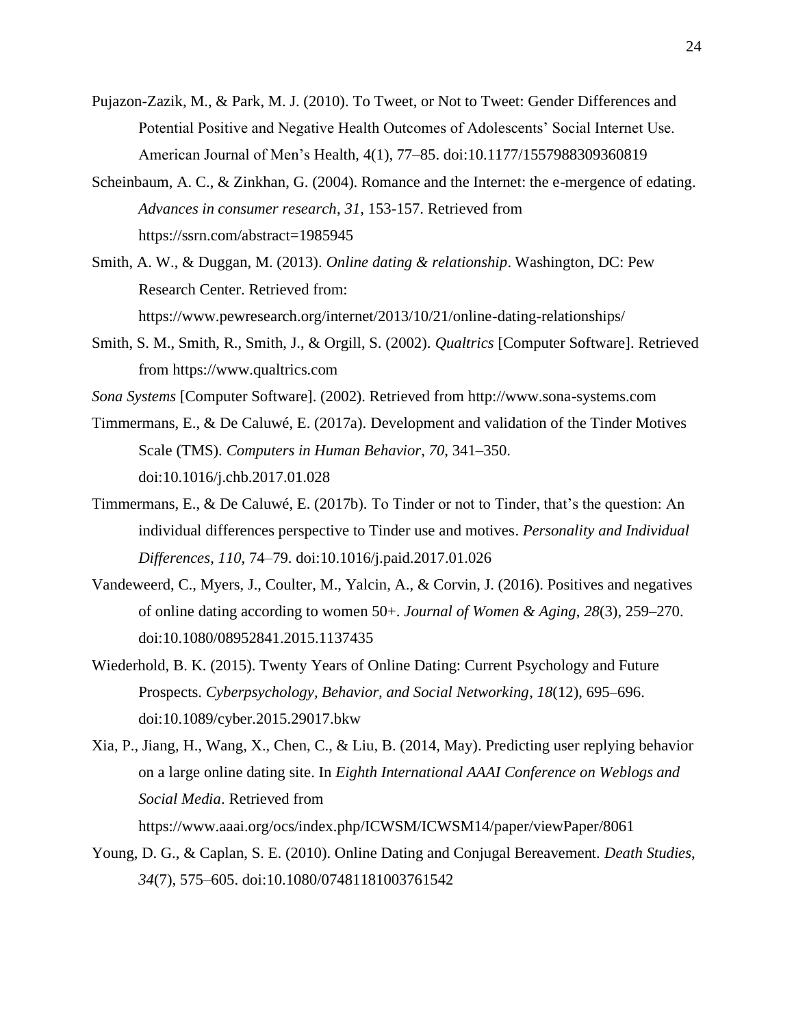Pujazon-Zazik, M., & Park, M. J. (2010). To Tweet, or Not to Tweet: Gender Differences and Potential Positive and Negative Health Outcomes of Adolescents' Social Internet Use. American Journal of Men's Health, 4(1), 77–85. doi:10.1177/1557988309360819

Scheinbaum, A. C., & Zinkhan, G. (2004). Romance and the Internet: the e-mergence of edating. *Advances in consumer research*, *31*, 153-157. Retrieved from https://ssrn.com/abstract=1985945

Smith, A. W., & Duggan, M. (2013). *Online dating & relationship*. Washington, DC: Pew Research Center. Retrieved from: https://www.pewresearch.org/internet/2013/10/21/online-dating-relationships/

Smith, S. M., Smith, R., Smith, J., & Orgill, S. (2002). *Qualtrics* [Computer Software]. Retrieved from https://www.qualtrics.com

*Sona Systems* [Computer Software]. (2002). Retrieved from http://www.sona-systems.com

Timmermans, E., & De Caluwé, E. (2017a). Development and validation of the Tinder Motives Scale (TMS). *Computers in Human Behavior*, *70*, 341–350. doi:10.1016/j.chb.2017.01.028

Timmermans, E., & De Caluwé, E. (2017b). To Tinder or not to Tinder, that's the question: An individual differences perspective to Tinder use and motives. *Personality and Individual Differences*, *110*, 74–79. doi:10.1016/j.paid.2017.01.026

Vandeweerd, C., Myers, J., Coulter, M., Yalcin, A., & Corvin, J. (2016). Positives and negatives of online dating according to women 50+. *Journal of Women & Aging*, *28*(3), 259–270. doi:10.1080/08952841.2015.1137435

Wiederhold, B. K. (2015). Twenty Years of Online Dating: Current Psychology and Future Prospects. *Cyberpsychology, Behavior, and Social Networking*, *18*(12), 695–696. doi:10.1089/cyber.2015.29017.bkw

Xia, P., Jiang, H., Wang, X., Chen, C., & Liu, B. (2014, May). Predicting user replying behavior on a large online dating site. In *Eighth International AAAI Conference on Weblogs and Social Media*. Retrieved from https://www.aaai.org/ocs/index.php/ICWSM/ICWSM14/paper/viewPaper/8061

Young, D. G., & Caplan, S. E. (2010). Online Dating and Conjugal Bereavement. *Death Studies*, *34*(7), 575–605. doi:10.1080/07481181003761542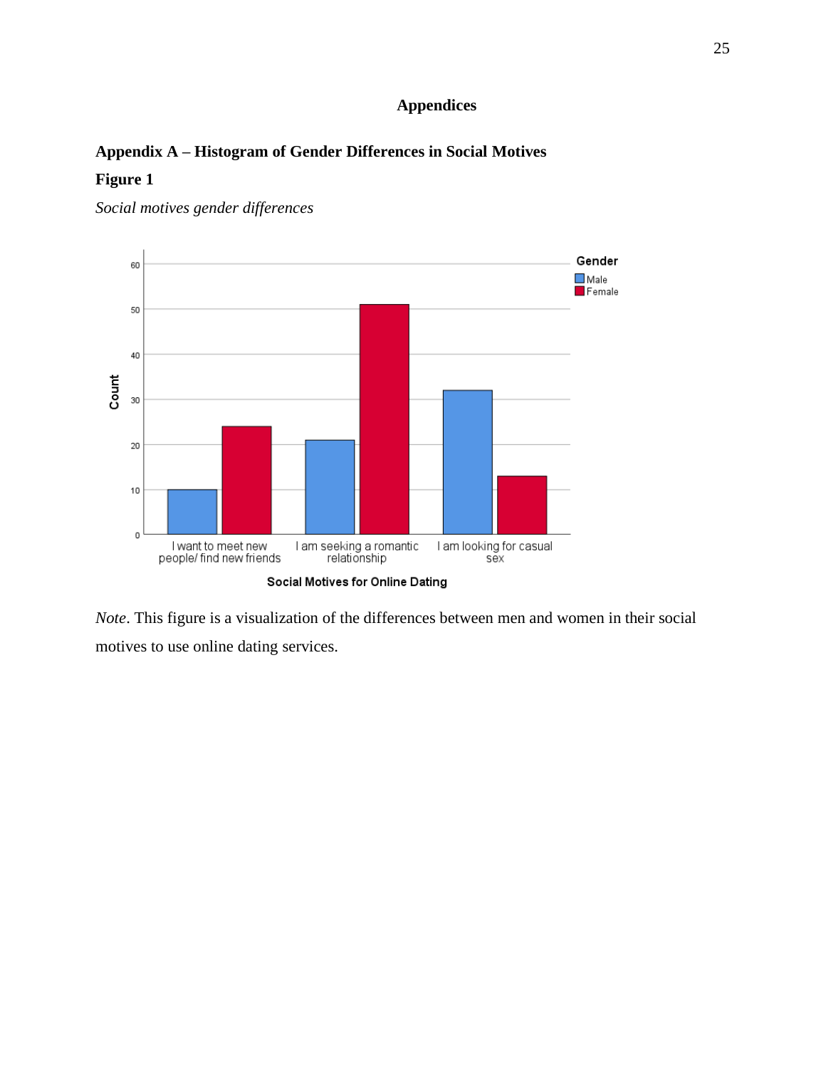# Appendices

## Appendix A – Histogram of Gender Differences in Social Motives

**Figure 1**

*Social motives gender differences*

*Note*. This figure is a visualization of the differences between men and women in their social motives to use online dating services.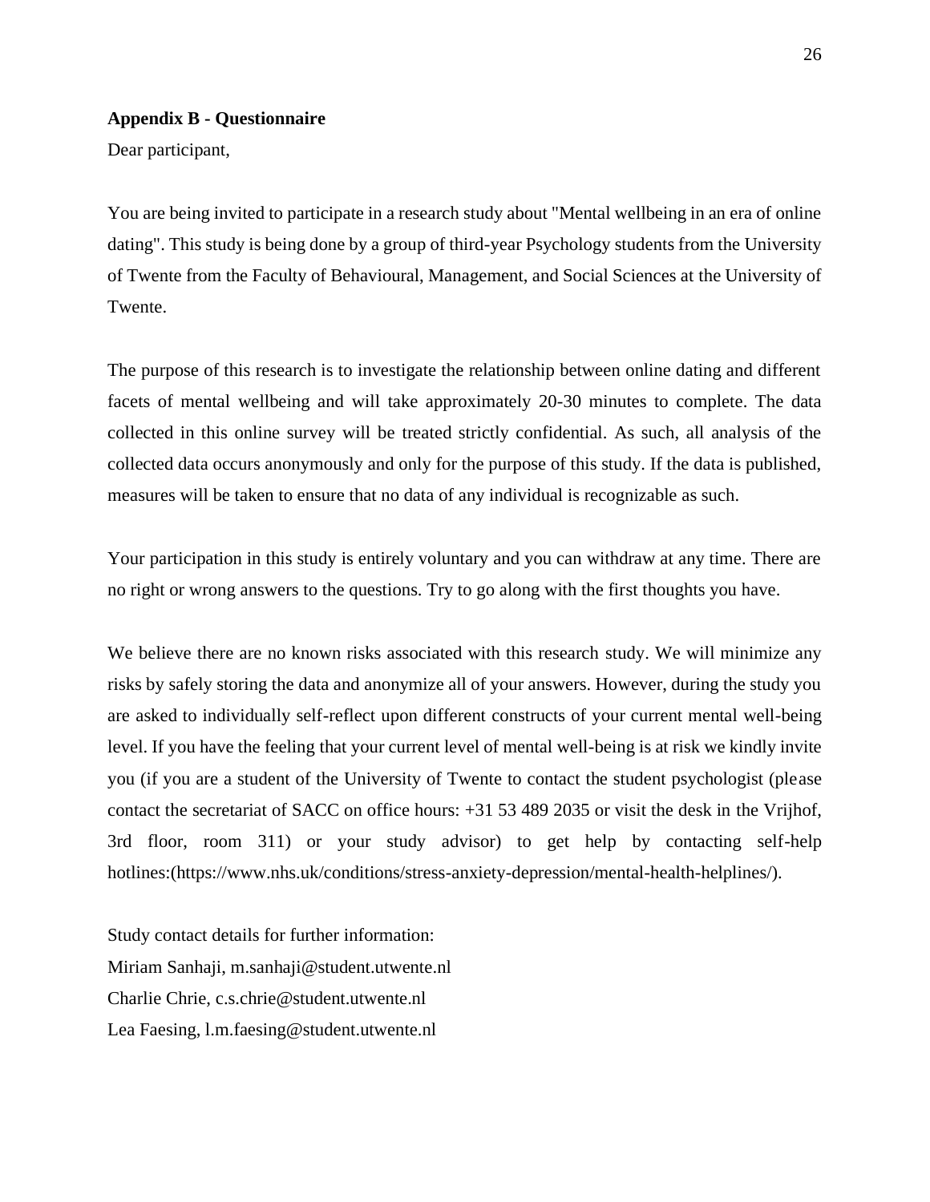**Appendix B - Questionnaire**

Dear participant,

You are being invited to participate in a research study about "Mental wellbeing in an era of online dating". This study is being done by a group of third-year Psychology students from the University of Twente from the Faculty of Behavioural, Management, and Social Sciences at the University of Twente.

The purpose of this research is to investigate the relationship between online dating and different facets of mental wellbeing and will take approximately 20-30 minutes to complete. The data collected in this online survey will be treated strictly confidential. As such, all analysis of the collected data occurs anonymously and only for the purpose of this study. If the data is published, measures will be taken to ensure that no data of any individual is recognizable as such.

Your participation in this study is entirely voluntary and you can withdraw at any time. There are no right or wrong answers to the questions. Try to go along with the first thoughts you have.

We believe there are no known risks associated with this research study. We will minimize any risks by safely storing the data and anonymize all of your answers. However, during the study you are asked to individually self-reflect upon different constructs of your current mental well-being level. If you have the feeling that your current level of mental well-being is at risk we kindly invite you (if you are a student of the University of Twente to contact the student psychologist (please contact the secretariat of SACC on office hours: +31 53 489 2035 or visit the desk in the Vrijhof, 3rd floor, room 311) or your study advisor) to get help by contacting self-help hotlines:(https://www.nhs.uk/conditions/stress-anxiety-depression/mental-health-helplines/).

Study contact details for further information:
Miriam Sanhaji, m.sanhaji@student.utwente.nl
Charlie Chrie, c.s.chrie@student.utwente.nl
Lea Faesing, l.m.faesing@student.utwente.nl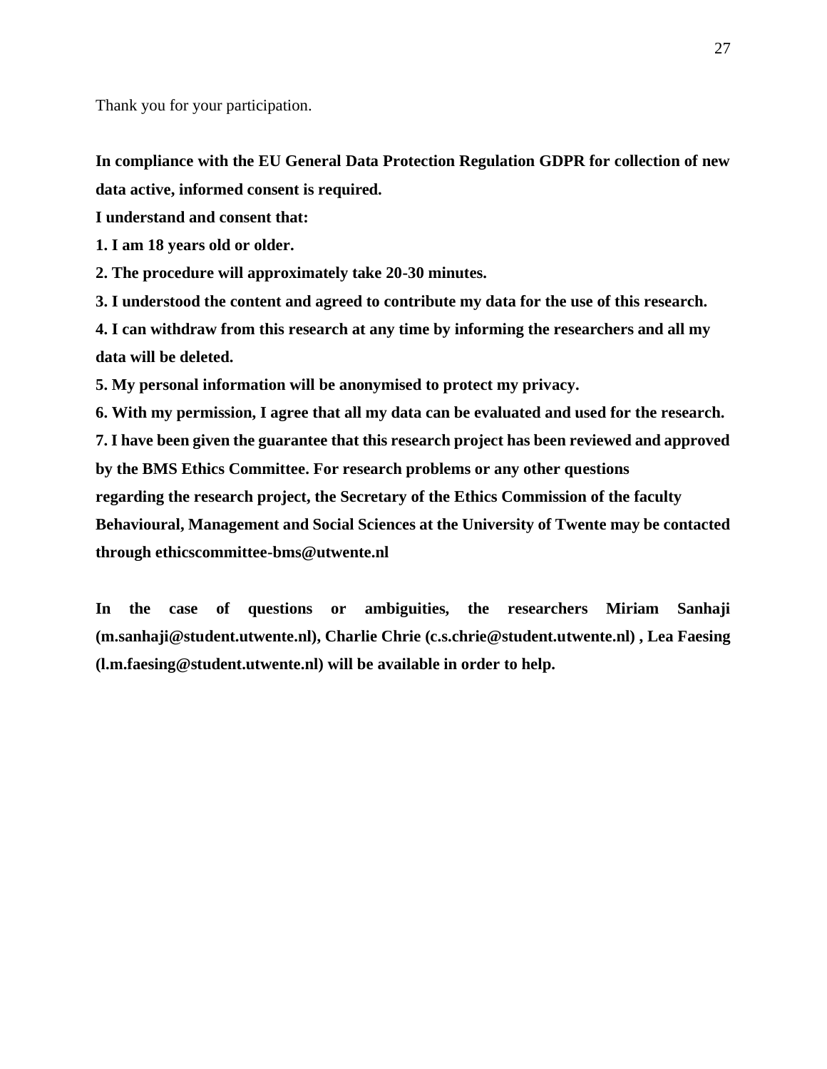Thank you for your participation.

**In compliance with the EU General Data Protection Regulation GDPR for collection of new data active, informed consent is required.**

**I understand and consent that:**

**1. I am 18 years old or older.**

**2. The procedure will approximately take 20-30 minutes.**

**3. I understood the content and agreed to contribute my data for the use of this research.**

**4. I can withdraw from this research at any time by informing the researchers and all my data will be deleted.**

**5. My personal information will be anonymised to protect my privacy.**

**6. With my permission, I agree that all my data can be evaluated and used for the research.**

**7. I have been given the guarantee that this research project has been reviewed and approved by the BMS Ethics Committee. For research problems or any other questions regarding the research project, the Secretary of the Ethics Commission of the faculty Behavioural, Management and Social Sciences at the University of Twente may be contacted through ethicscommittee-bms@utwente.nl**

**In the case of questions or ambiguities, the researchers Miriam Sanhaji (m.sanhaji@student.utwente.nl), Charlie Chrie (c.s.chrie@student.utwente.nl) , Lea Faesing (l.m.faesing@student.utwente.nl) will be available in order to help.**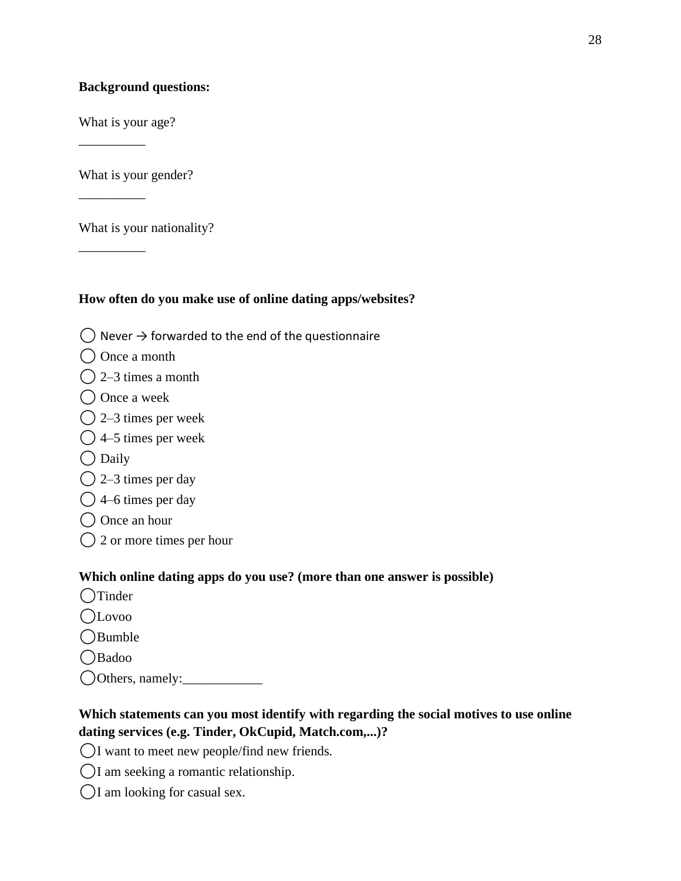**Background questions:**

What is your age?

__________

What is your gender?

__________

What is your nationality?

__________

**How often do you make use of online dating apps/websites?**

◯ Never → forwarded to the end of the questionnaire
◯ Once a month
◯ 2–3 times a month
◯ Once a week
◯ 2–3 times per week
◯ 4–5 times per week
◯ Daily
◯ 2–3 times per day
◯ 4–6 times per day
◯ Once an hour
◯ 2 or more times per hour

**Which online dating apps do you use? (more than one answer is possible)**

◯Tinder
◯Lovoo
◯Bumble
◯Badoo
◯Others, namely:____________

**Which statements can you most identify with regarding the social motives to use online dating services (e.g. Tinder, OkCupid, Match.com,...)?**

◯I want to meet new people/find new friends.
◯I am seeking a romantic relationship.
◯I am looking for casual sex.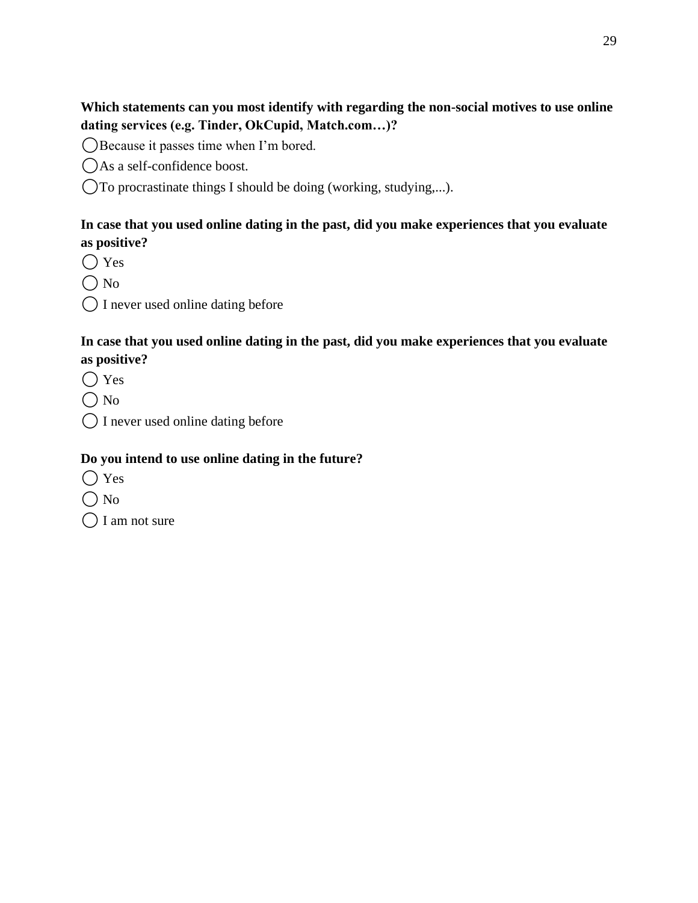**Which statements can you most identify with regarding the non-social motives to use online dating services (e.g. Tinder, OkCupid, Match.com…)?**

◯Because it passes time when I'm bored.

◯As a self-confidence boost.

◯To procrastinate things I should be doing (working, studying,...).

**In case that you used online dating in the past, did you make experiences that you evaluate as positive?**

◯ Yes

◯ No

◯ I never used online dating before

**In case that you used online dating in the past, did you make experiences that you evaluate as positive?**

◯ Yes

◯ No

◯ I never used online dating before

**Do you intend to use online dating in the future?**

◯ Yes

◯ No

◯ I am not sure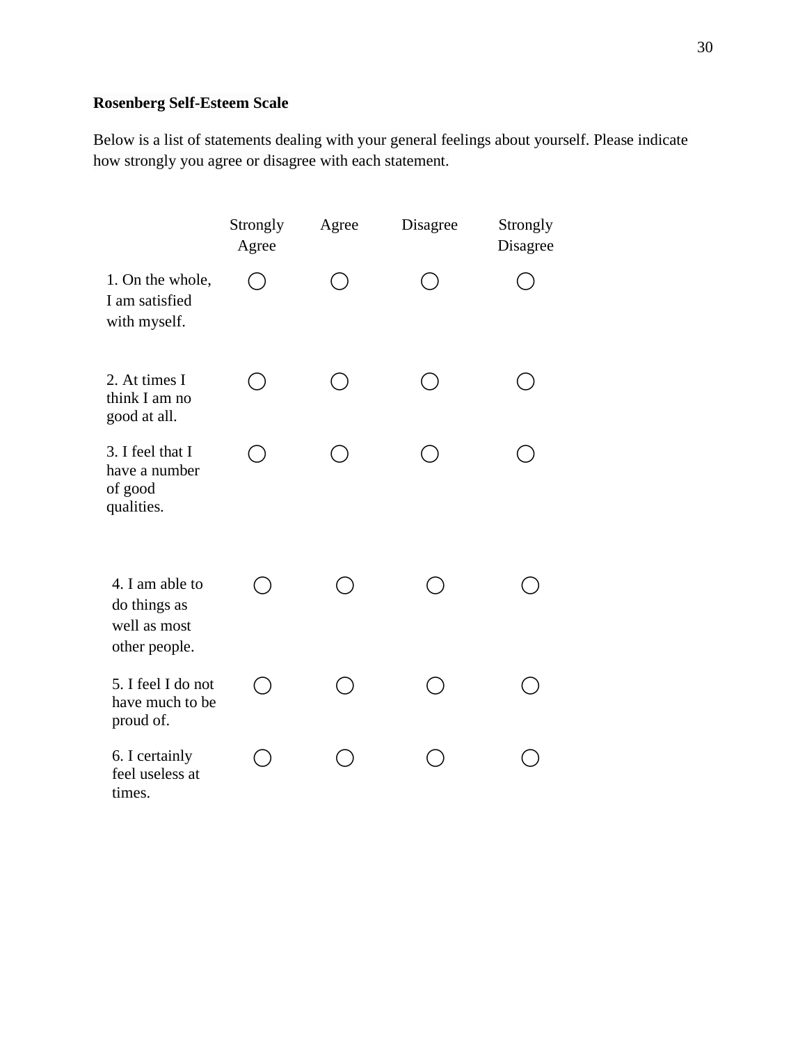**Rosenberg Self-Esteem Scale**

Below is a list of statements dealing with your general feelings about yourself. Please indicate how strongly you agree or disagree with each statement.

| | Strongly Agree | Agree | Disagree | Strongly Disagree |
|---|---|---|---|---|
| 1. On the whole, I am satisfied with myself. | ◯ | ◯ | ◯ | ◯ |
| 2. At times I think I am no good at all. | ◯ | ◯ | ◯ | ◯ |
| 3. I feel that I have a number of good qualities. | ◯ | ◯ | ◯ | ◯ |
| 4. I am able to do things as well as most other people. | ◯ | ◯ | ◯ | ◯ |
| 5. I feel I do not have much to be proud of. | ◯ | ◯ | ◯ | ◯ |
| 6. I certainly feel useless at times. | ◯ | ◯ | ◯ | ◯ |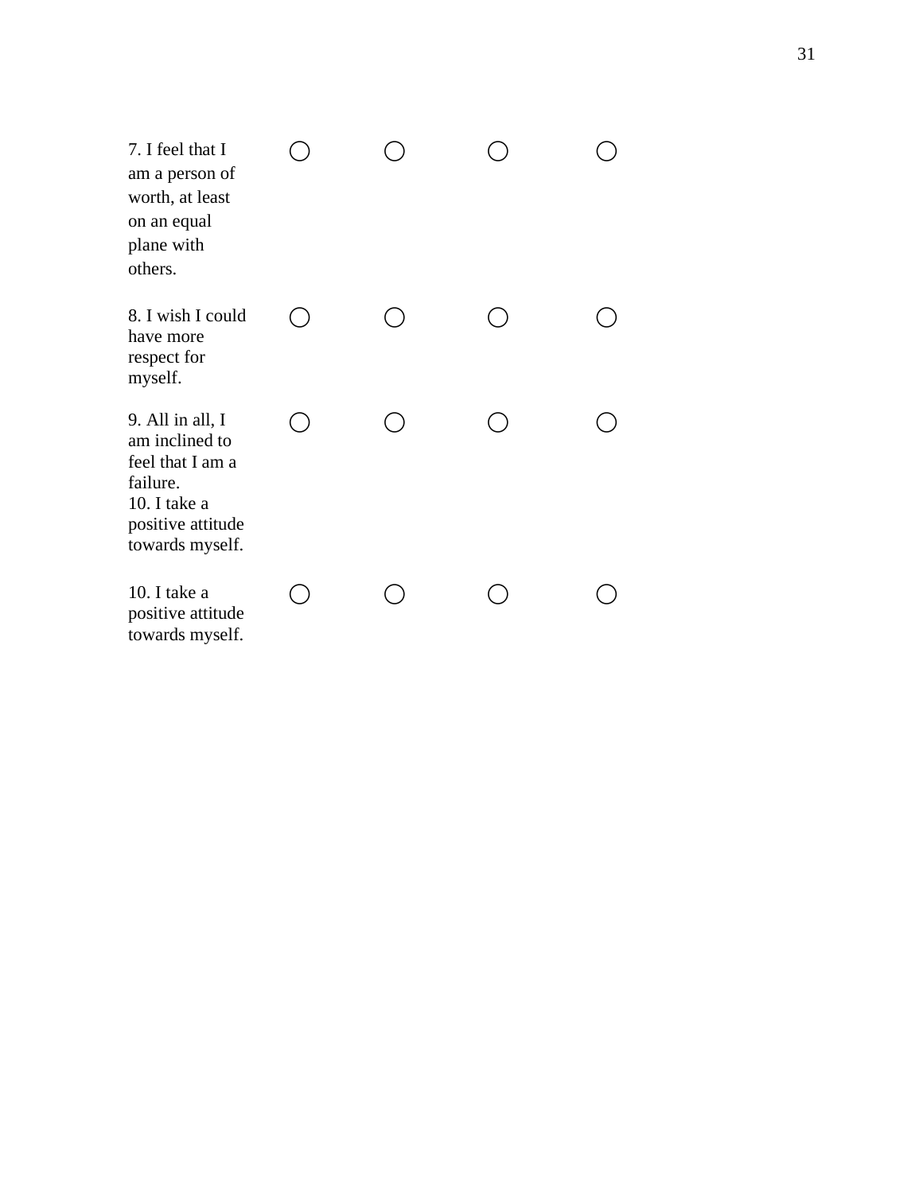| | | | | |
|---|---|---|---|---|
| 7. I feel that I am a person of worth, at least on an equal plane with others. | ◯ | ◯ | ◯ | ◯ |
| 8. I wish I could have more respect for myself. | ◯ | ◯ | ◯ | ◯ |
| 9. All in all, I am inclined to feel that I am a failure. 10. I take a positive attitude towards myself. | ◯ | ◯ | ◯ | ◯ |
| 10. I take a positive attitude towards myself. | ◯ | ◯ | ◯ | ◯ |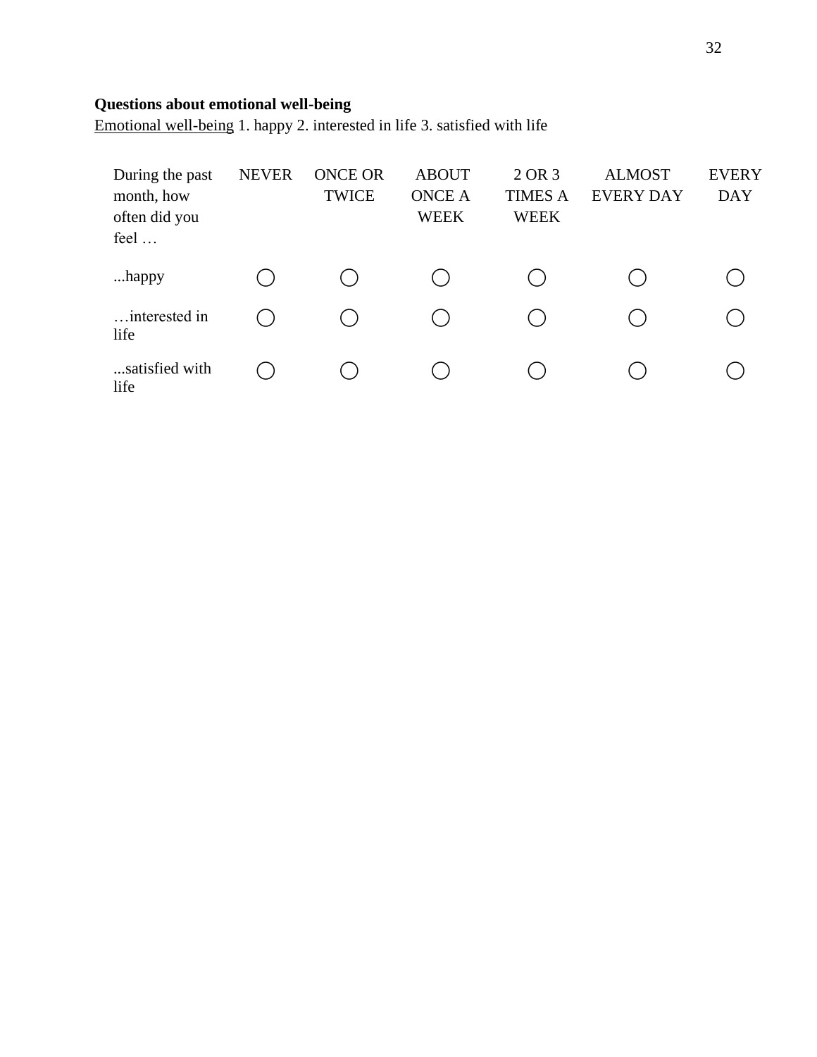**Questions about emotional well-being**

Emotional well-being 1. happy 2. interested in life 3. satisfied with life

| During the past month, how often did you feel … | NEVER | ONCE OR TWICE | ABOUT ONCE A WEEK | 2 OR 3 TIMES A WEEK | ALMOST EVERY DAY | EVERY DAY |
|---|---|---|---|---|---|---|
| ...happy | ◯ | ◯ | ◯ | ◯ | ◯ | ◯ |
| …interested in life | ◯ | ◯ | ◯ | ◯ | ◯ | ◯ |
| ...satisfied with life | ◯ | ◯ | ◯ | ◯ | ◯ | ◯ |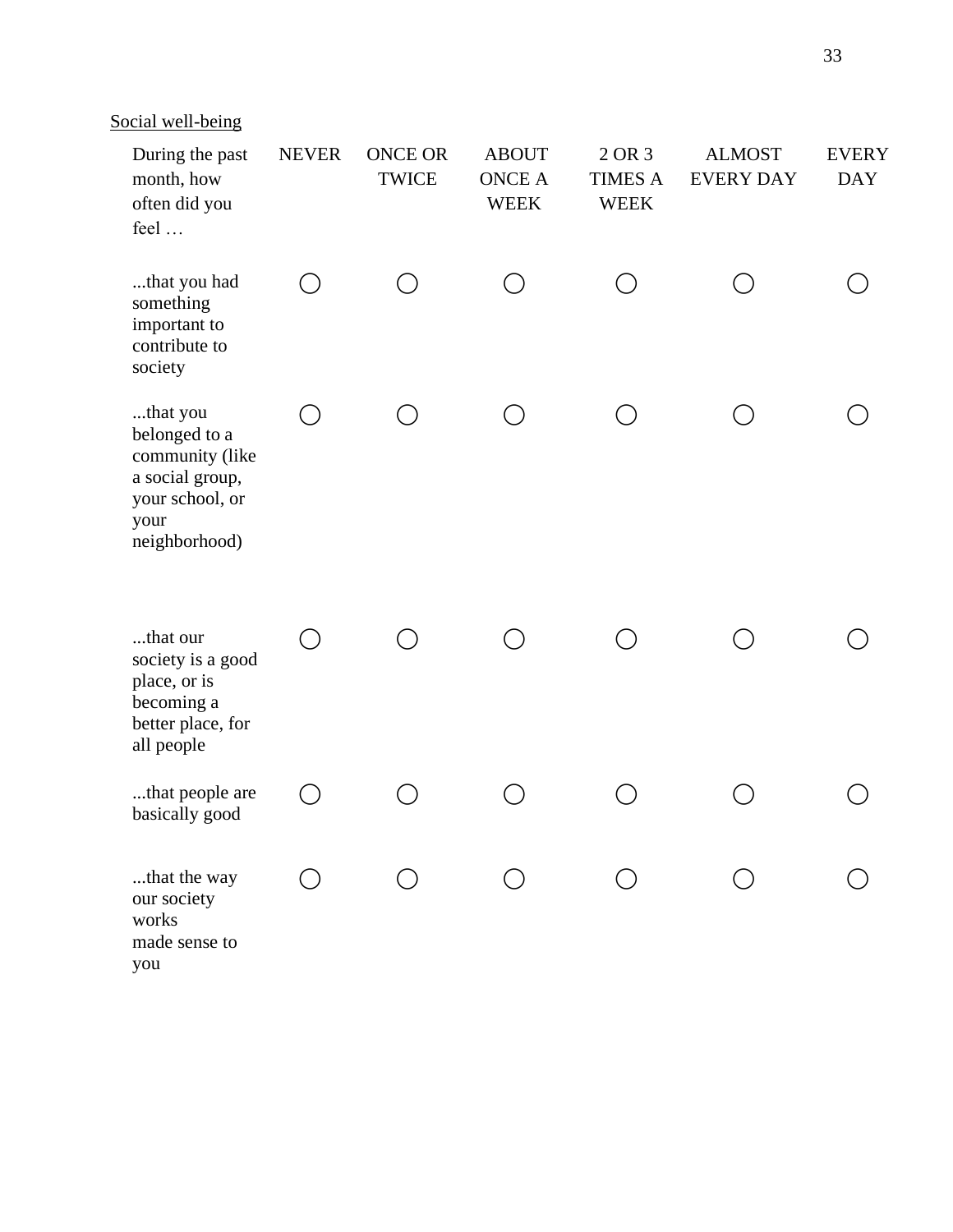<u>Social well-being</u>

| During the past month, how often did you feel … | NEVER | ONCE OR TWICE | ABOUT ONCE A WEEK | 2 OR 3 TIMES A WEEK | ALMOST EVERY DAY | EVERY DAY |
|---|---|---|---|---|---|---|
| ...that you had something important to contribute to society | ◯ | ◯ | ◯ | ◯ | ◯ | ◯ |
| ...that you belonged to a community (like a social group, your school, or your neighborhood) | ◯ | ◯ | ◯ | ◯ | ◯ | ◯ |
| ...that our society is a good place, or is becoming a better place, for all people | ◯ | ◯ | ◯ | ◯ | ◯ | ◯ |
| ...that people are basically good | ◯ | ◯ | ◯ | ◯ | ◯ | ◯ |
| ...that the way our society works made sense to you | ◯ | ◯ | ◯ | ◯ | ◯ | ◯ |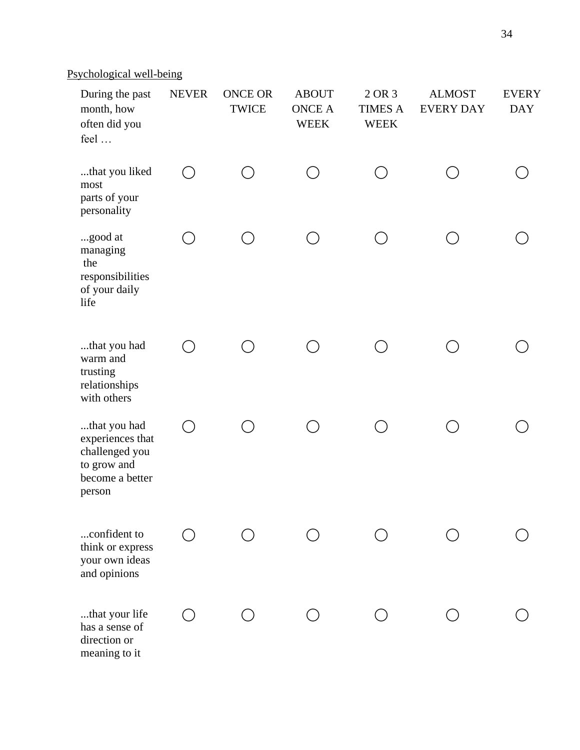Psychological well-being

| During the past month, how often did you feel … | NEVER | ONCE OR TWICE | ABOUT ONCE A WEEK | 2 OR 3 TIMES A WEEK | ALMOST EVERY DAY | EVERY DAY |
| --- | --- | --- | --- | --- | --- | --- |
| ...that you liked most parts of your personality | ◯ | ◯ | ◯ | ◯ | ◯ | ◯ |
| ...good at managing the responsibilities of your daily life | ◯ | ◯ | ◯ | ◯ | ◯ | ◯ |
| ...that you had warm and trusting relationships with others | ◯ | ◯ | ◯ | ◯ | ◯ | ◯ |
| ...that you had experiences that challenged you to grow and become a better person | ◯ | ◯ | ◯ | ◯ | ◯ | ◯ |
| ...confident to think or express your own ideas and opinions | ◯ | ◯ | ◯ | ◯ | ◯ | ◯ |
| ...that your life has a sense of direction or meaning to it | ◯ | ◯ | ◯ | ◯ | ◯ | ◯ |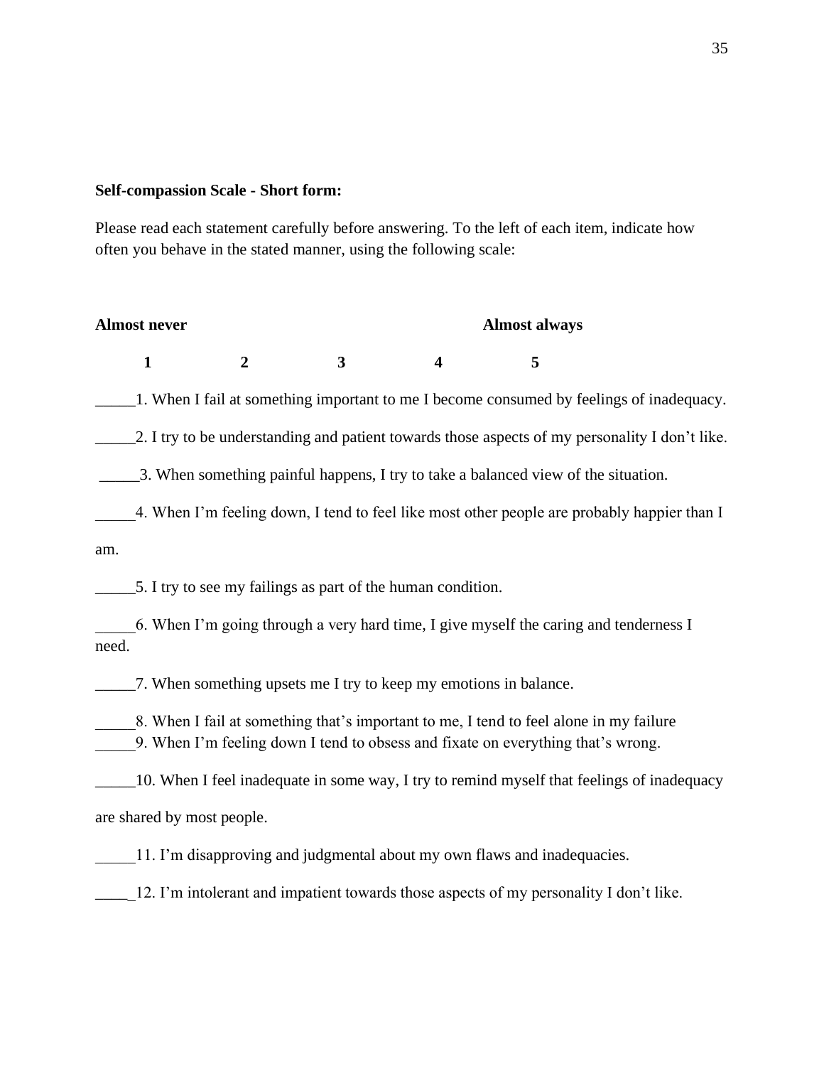**Self-compassion Scale - Short form:**

Please read each statement carefully before answering. To the left of each item, indicate how often you behave in the stated manner, using the following scale:

| **Almost never** | | | | **Almost always** |
|---|---|---|---|---|
| **1** | **2** | **3** | **4** | **5** |

_____1. When I fail at something important to me I become consumed by feelings of inadequacy.

_____2. I try to be understanding and patient towards those aspects of my personality I don't like.

_____3. When something painful happens, I try to take a balanced view of the situation.

_____4. When I'm feeling down, I tend to feel like most other people are probably happier than I am.

_____5. I try to see my failings as part of the human condition.

_____6. When I'm going through a very hard time, I give myself the caring and tenderness I need.

_____7. When something upsets me I try to keep my emotions in balance.

_____8. When I fail at something that's important to me, I tend to feel alone in my failure

_____9. When I'm feeling down I tend to obsess and fixate on everything that's wrong.

_____10. When I feel inadequate in some way, I try to remind myself that feelings of inadequacy are shared by most people.

_____11. I'm disapproving and judgmental about my own flaws and inadequacies.

_____12. I'm intolerant and impatient towards those aspects of my personality I don't like.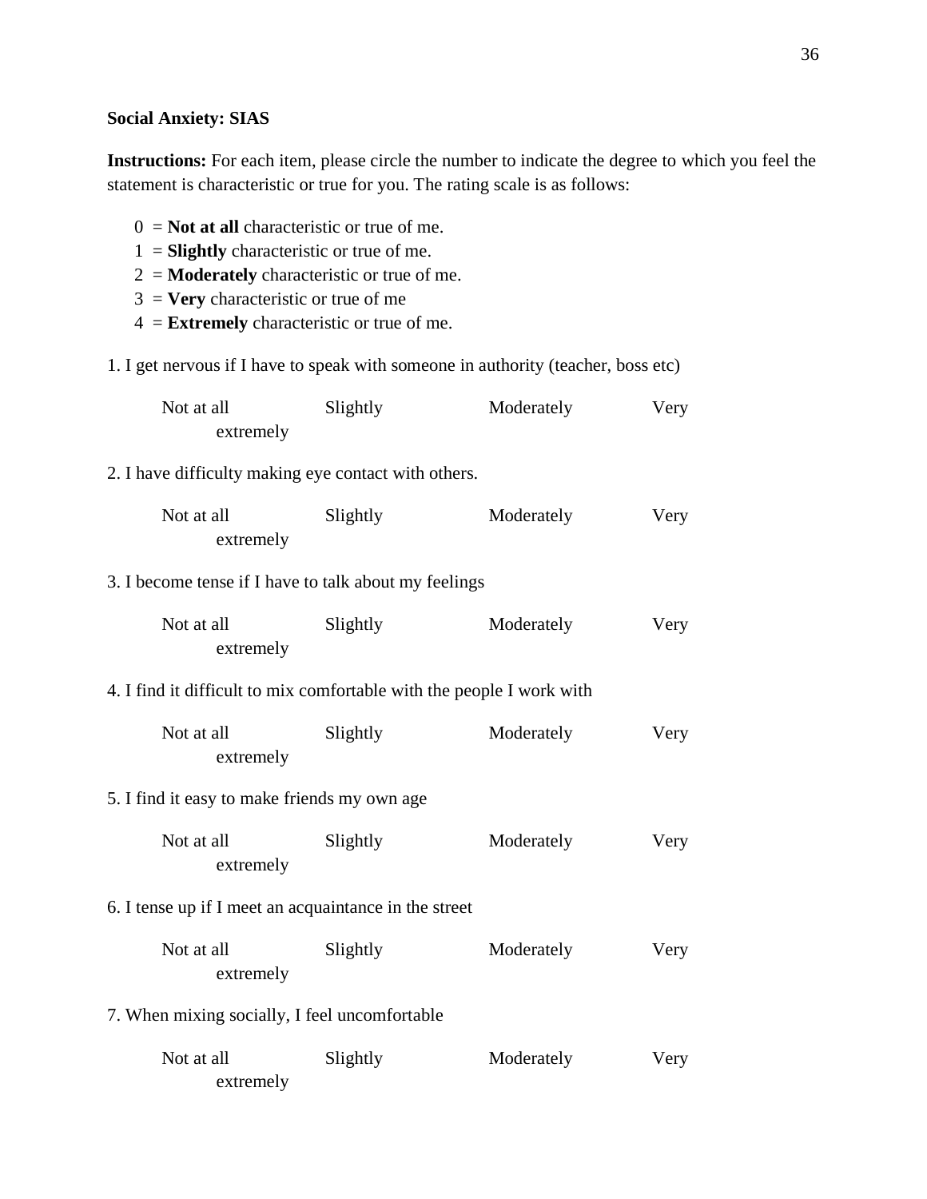**Social Anxiety: SIAS**

**Instructions:** For each item, please circle the number to indicate the degree to which you feel the statement is characteristic or true for you. The rating scale is as follows:

0 = **Not at all** characteristic or true of me.
1 = **Slightly** characteristic or true of me.
2 = **Moderately** characteristic or true of me.
3 = **Very** characteristic or true of me
4 = **Extremely** characteristic or true of me.

1. I get nervous if I have to speak with someone in authority (teacher, boss etc)

Not at all Slightly Moderately Very
extremely

2. I have difficulty making eye contact with others.

Not at all Slightly Moderately Very
extremely

3. I become tense if I have to talk about my feelings

Not at all Slightly Moderately Very
extremely

4. I find it difficult to mix comfortable with the people I work with

Not at all Slightly Moderately Very
extremely

5. I find it easy to make friends my own age

Not at all Slightly Moderately Very
extremely

6. I tense up if I meet an acquaintance in the street

Not at all Slightly Moderately Very
extremely

7. When mixing socially, I feel uncomfortable

Not at all Slightly Moderately Very
extremely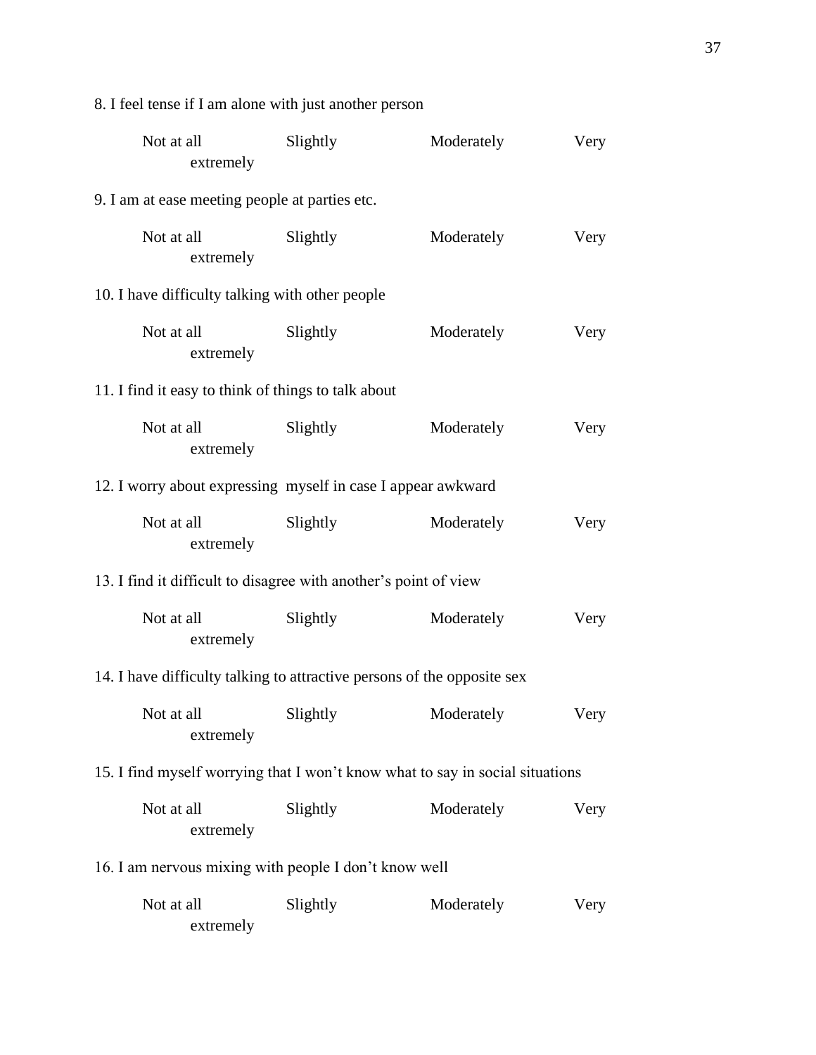8. I feel tense if I am alone with just another person

Not at all Slightly Moderately Very
extremely

9. I am at ease meeting people at parties etc.

Not at all Slightly Moderately Very
extremely

10. I have difficulty talking with other people

Not at all Slightly Moderately Very
extremely

11. I find it easy to think of things to talk about

Not at all Slightly Moderately Very
extremely

12. I worry about expressing myself in case I appear awkward

Not at all Slightly Moderately Very
extremely

13. I find it difficult to disagree with another's point of view

Not at all Slightly Moderately Very
extremely

14. I have difficulty talking to attractive persons of the opposite sex

Not at all Slightly Moderately Very
extremely

15. I find myself worrying that I won't know what to say in social situations

Not at all Slightly Moderately Very
extremely

16. I am nervous mixing with people I don't know well

Not at all Slightly Moderately Very
extremely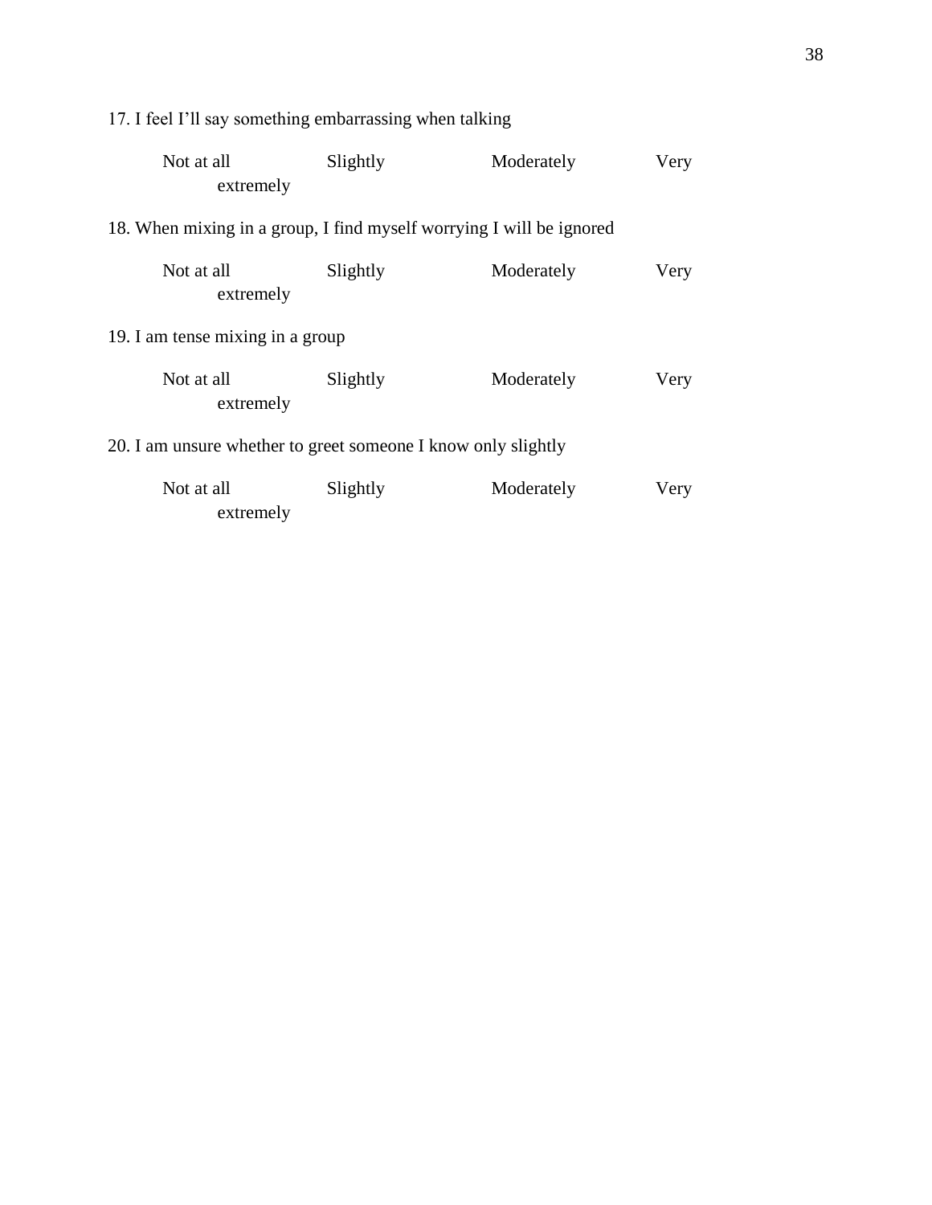17. I feel I'll say something embarrassing when talking

Not at all    Slightly    Moderately    Very
extremely

18. When mixing in a group, I find myself worrying I will be ignored

Not at all    Slightly    Moderately    Very
extremely

19. I am tense mixing in a group

Not at all    Slightly    Moderately    Very
extremely

20. I am unsure whether to greet someone I know only slightly

Not at all    Slightly    Moderately    Very
extremely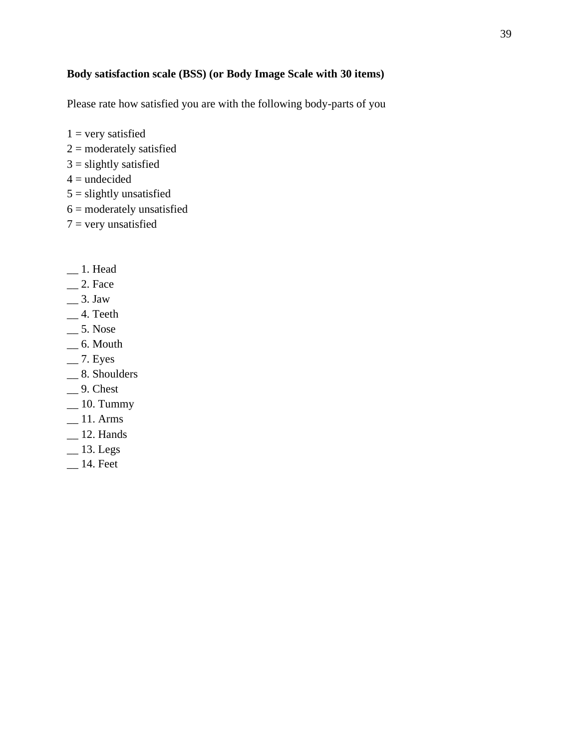**Body satisfaction scale (BSS) (or Body Image Scale with 30 items)**

Please rate how satisfied you are with the following body-parts of you

1 = very satisfied
2 = moderately satisfied
3 = slightly satisfied
4 = undecided
5 = slightly unsatisfied
6 = moderately unsatisfied
7 = very unsatisfied

__ 1. Head
__ 2. Face
__ 3. Jaw
__ 4. Teeth
__ 5. Nose
__ 6. Mouth
__ 7. Eyes
__ 8. Shoulders
__ 9. Chest
__ 10. Tummy
__ 11. Arms
__ 12. Hands
__ 13. Legs
__ 14. Feet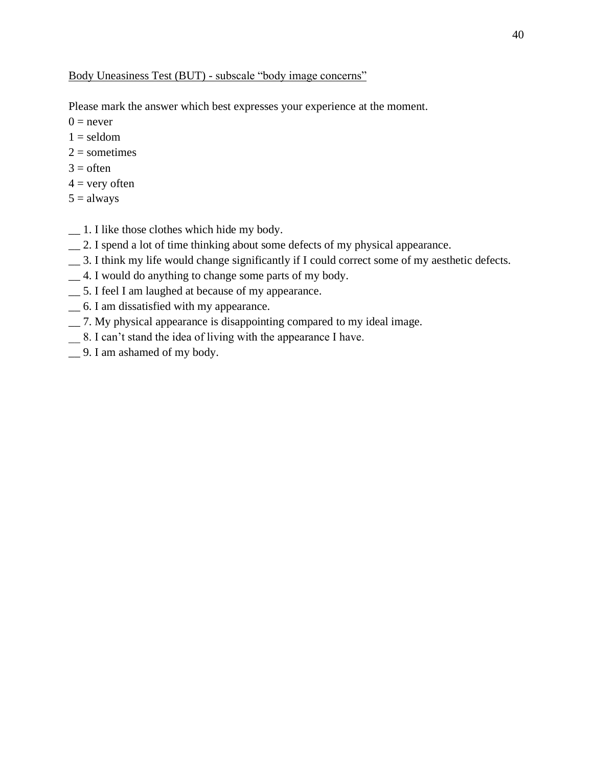Body Uneasiness Test (BUT) - subscale "body image concerns"

Please mark the answer which best expresses your experience at the moment.

0 = never
1 = seldom
2 = sometimes
3 = often
4 = very often
5 = always

__ 1. I like those clothes which hide my body.
__ 2. I spend a lot of time thinking about some defects of my physical appearance.
__ 3. I think my life would change significantly if I could correct some of my aesthetic defects.
__ 4. I would do anything to change some parts of my body.
__ 5. I feel I am laughed at because of my appearance.
__ 6. I am dissatisfied with my appearance.
__ 7. My physical appearance is disappointing compared to my ideal image.
__ 8. I can't stand the idea of living with the appearance I have.
__ 9. I am ashamed of my body.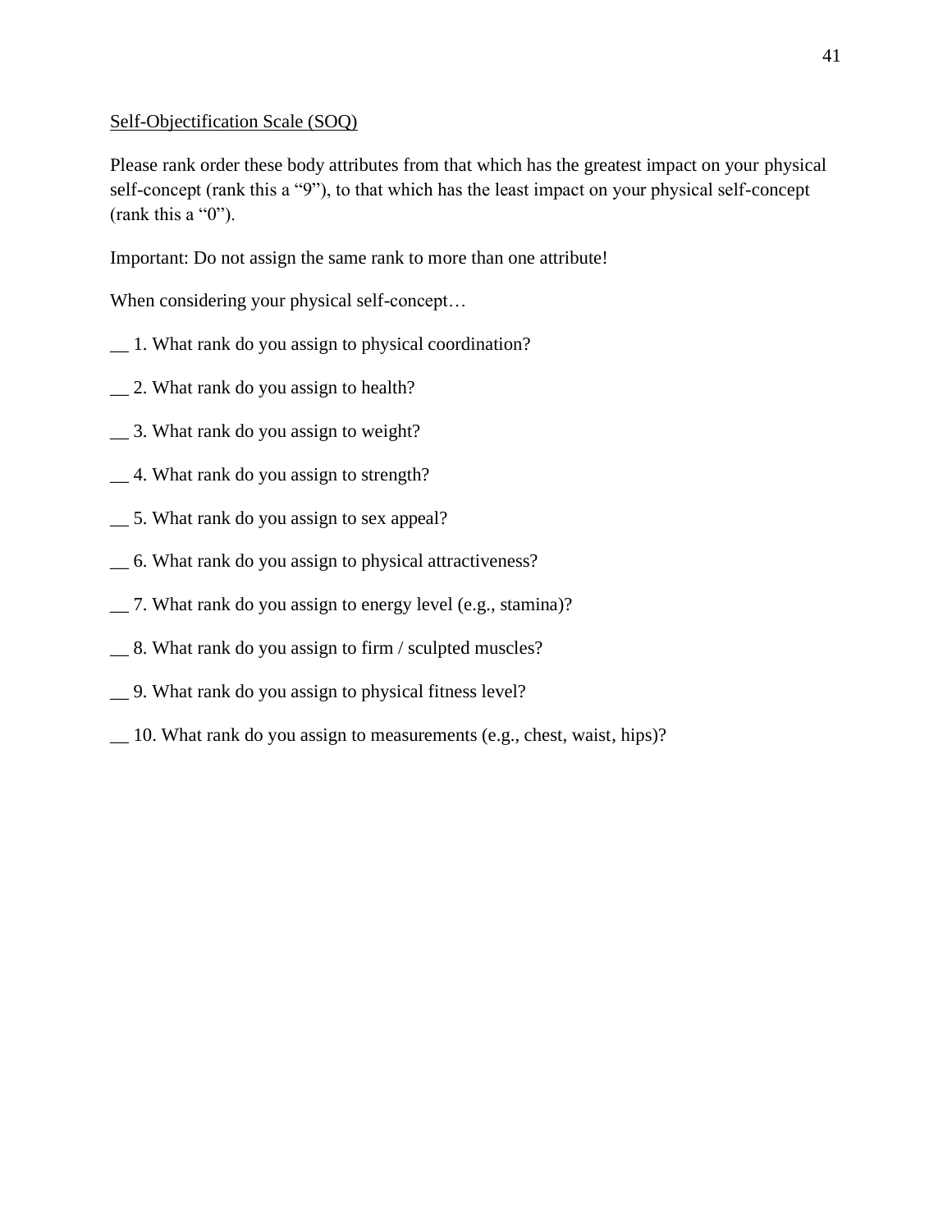<u>Self-Objectification Scale (SOQ)</u>

Please rank order these body attributes from that which has the greatest impact on your physical self-concept (rank this a "9"), to that which has the least impact on your physical self-concept (rank this a "0").

Important: Do not assign the same rank to more than one attribute!

When considering your physical self-concept…

__ 1. What rank do you assign to physical coordination?

__ 2. What rank do you assign to health?

__ 3. What rank do you assign to weight?

__ 4. What rank do you assign to strength?

__ 5. What rank do you assign to sex appeal?

__ 6. What rank do you assign to physical attractiveness?

__ 7. What rank do you assign to energy level (e.g., stamina)?

__ 8. What rank do you assign to firm / sculpted muscles?

__ 9. What rank do you assign to physical fitness level?

__ 10. What rank do you assign to measurements (e.g., chest, waist, hips)?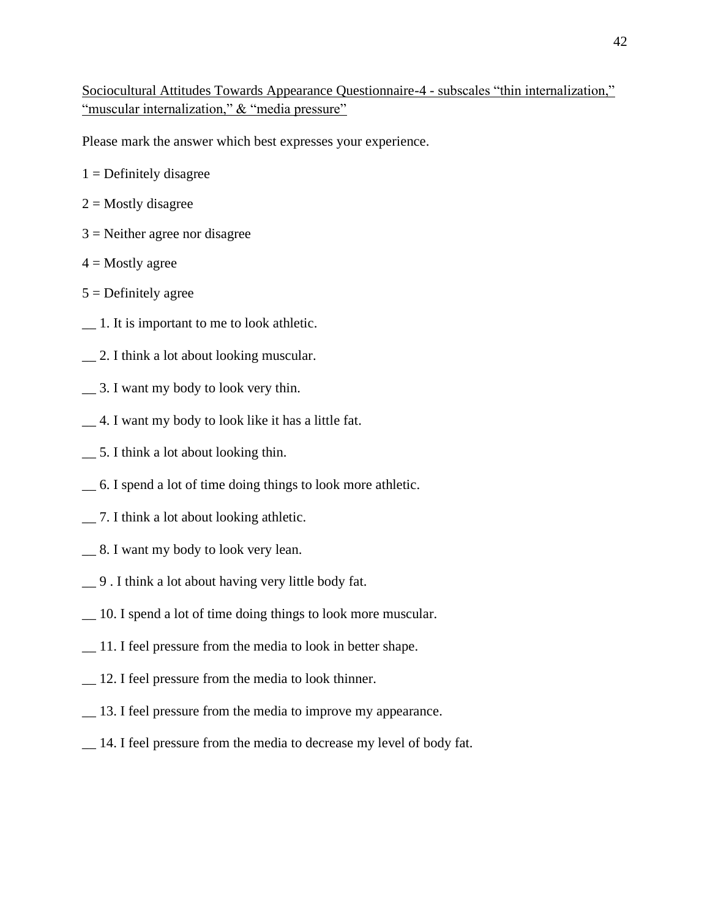<u>Sociocultural Attitudes Towards Appearance Questionnaire-4 - subscales “thin internalization,” “muscular internalization,” & “media pressure”</u>

Please mark the answer which best expresses your experience.

1 = Definitely disagree

2 = Mostly disagree

3 = Neither agree nor disagree

4 = Mostly agree

5 = Definitely agree

__ 1. It is important to me to look athletic.

__ 2. I think a lot about looking muscular.

__ 3. I want my body to look very thin.

__ 4. I want my body to look like it has a little fat.

__ 5. I think a lot about looking thin.

__ 6. I spend a lot of time doing things to look more athletic.

__ 7. I think a lot about looking athletic.

__ 8. I want my body to look very lean.

__ 9 . I think a lot about having very little body fat.

__ 10. I spend a lot of time doing things to look more muscular.

__ 11. I feel pressure from the media to look in better shape.

__ 12. I feel pressure from the media to look thinner.

__ 13. I feel pressure from the media to improve my appearance.

__ 14. I feel pressure from the media to decrease my level of body fat.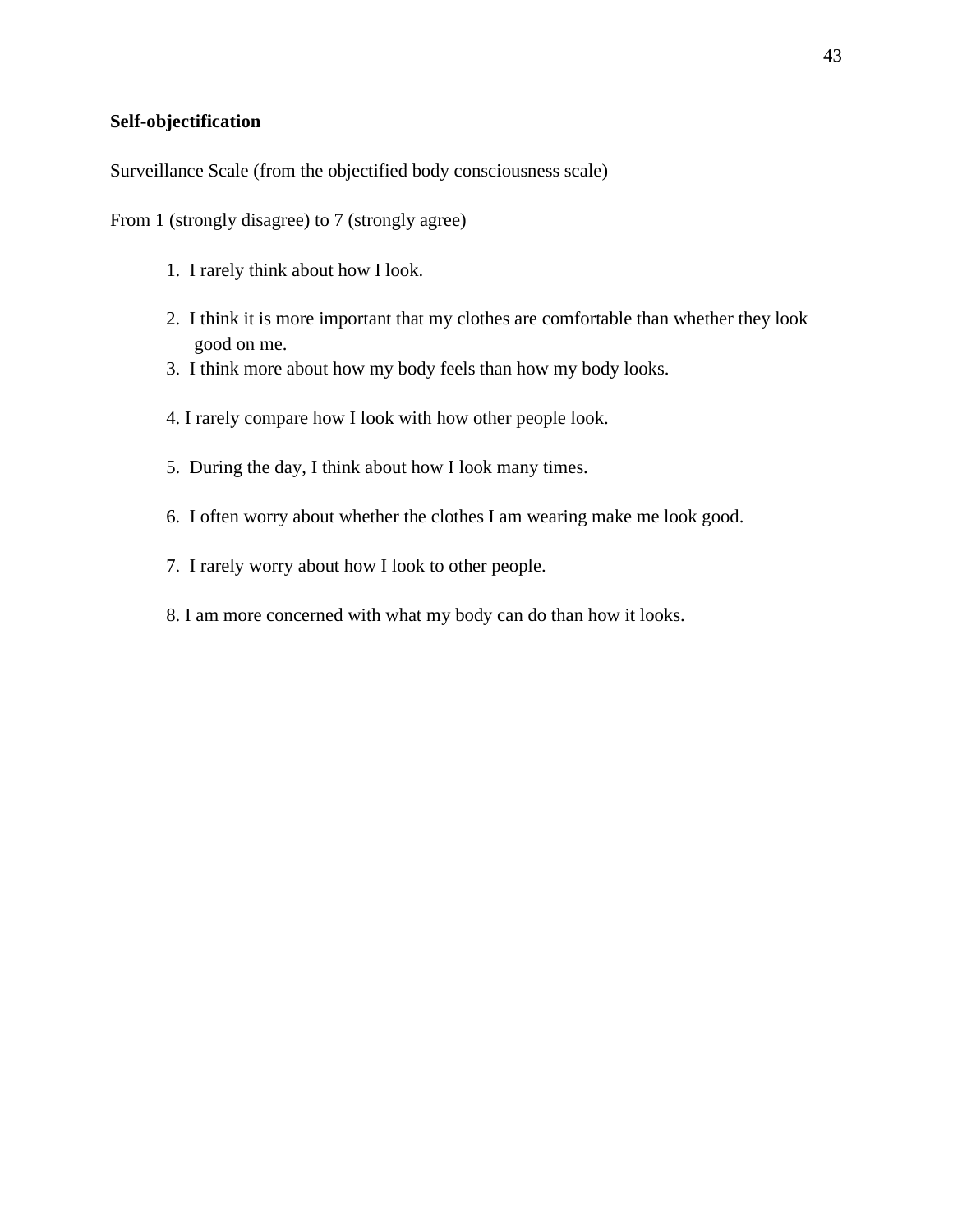**Self-objectification**

Surveillance Scale (from the objectified body consciousness scale)

From 1 (strongly disagree) to 7 (strongly agree)

1. I rarely think about how I look.
2. I think it is more important that my clothes are comfortable than whether they look good on me.
3. I think more about how my body feels than how my body looks.
4. I rarely compare how I look with how other people look.
5. During the day, I think about how I look many times.
6. I often worry about whether the clothes I am wearing make me look good.
7. I rarely worry about how I look to other people.
8. I am more concerned with what my body can do than how it looks.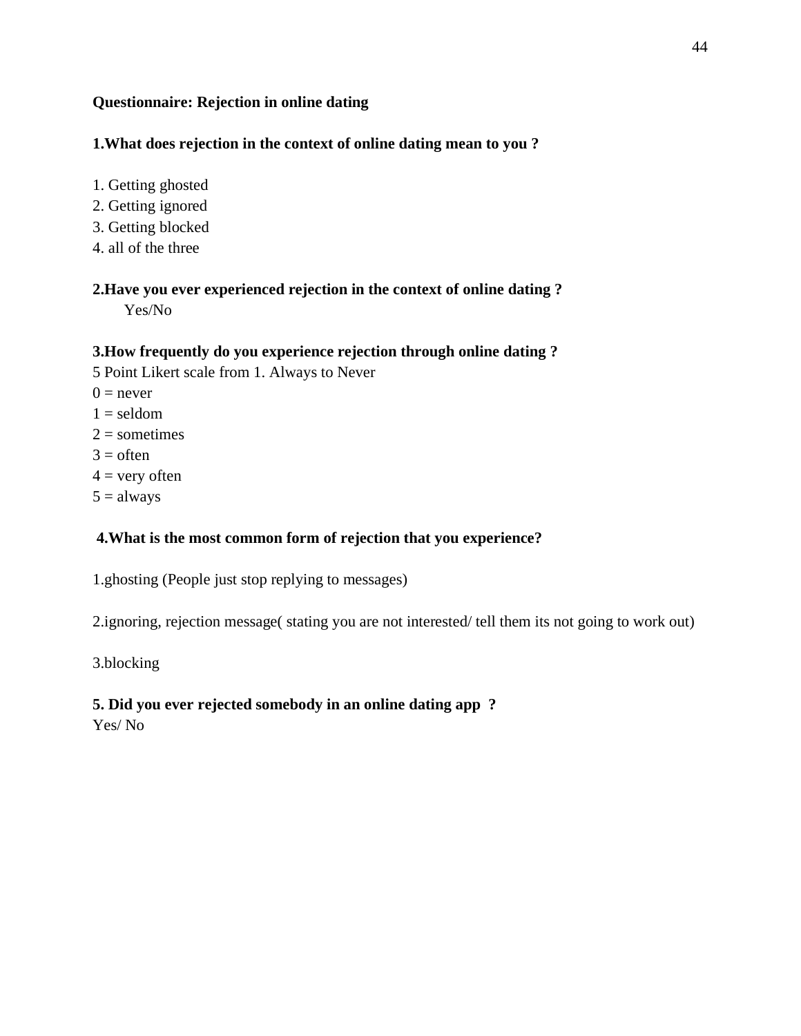**Questionnaire: Rejection in online dating**

**1.What does rejection in the context of online dating mean to you ?**

1. Getting ghosted
2. Getting ignored
3. Getting blocked
4. all of the three

**2.Have you ever experienced rejection in the context of online dating ?**

Yes/No

**3.How frequently do you experience rejection through online dating ?**

5 Point Likert scale from 1. Always to Never

0 = never  
1 = seldom  
2 = sometimes  
3 = often  
4 = very often  
5 = always

**4.What is the most common form of rejection that you experience?**

1.ghosting (People just stop replying to messages)

2.ignoring, rejection message( stating you are not interested/ tell them its not going to work out)

3.blocking

**5. Did you ever rejected somebody in an online dating app ?**

Yes/ No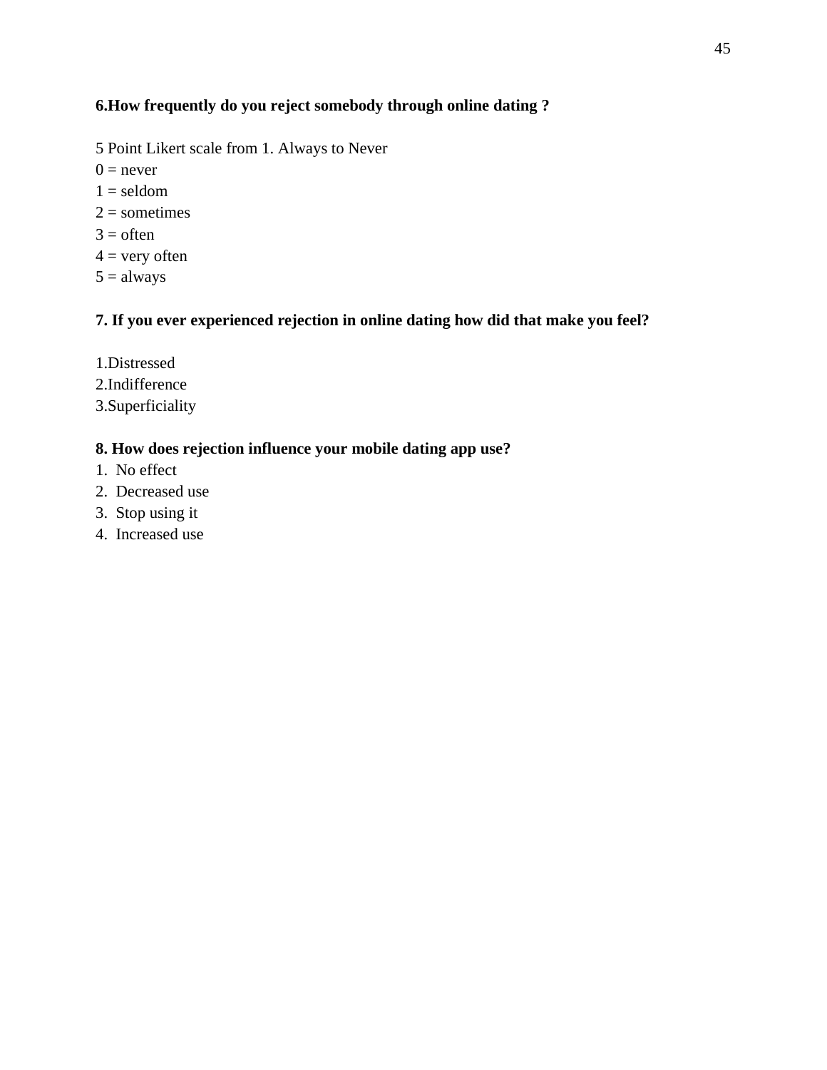**6.How frequently do you reject somebody through online dating ?**

5 Point Likert scale from 1. Always to Never
0 = never
1 = seldom
2 = sometimes
3 = often
4 = very often
5 = always

**7. If you ever experienced rejection in online dating how did that make you feel?**

1.Distressed
2.Indifference
3.Superficiality

**8. How does rejection influence your mobile dating app use?**

1. No effect
2. Decreased use
3. Stop using it
4. Increased use